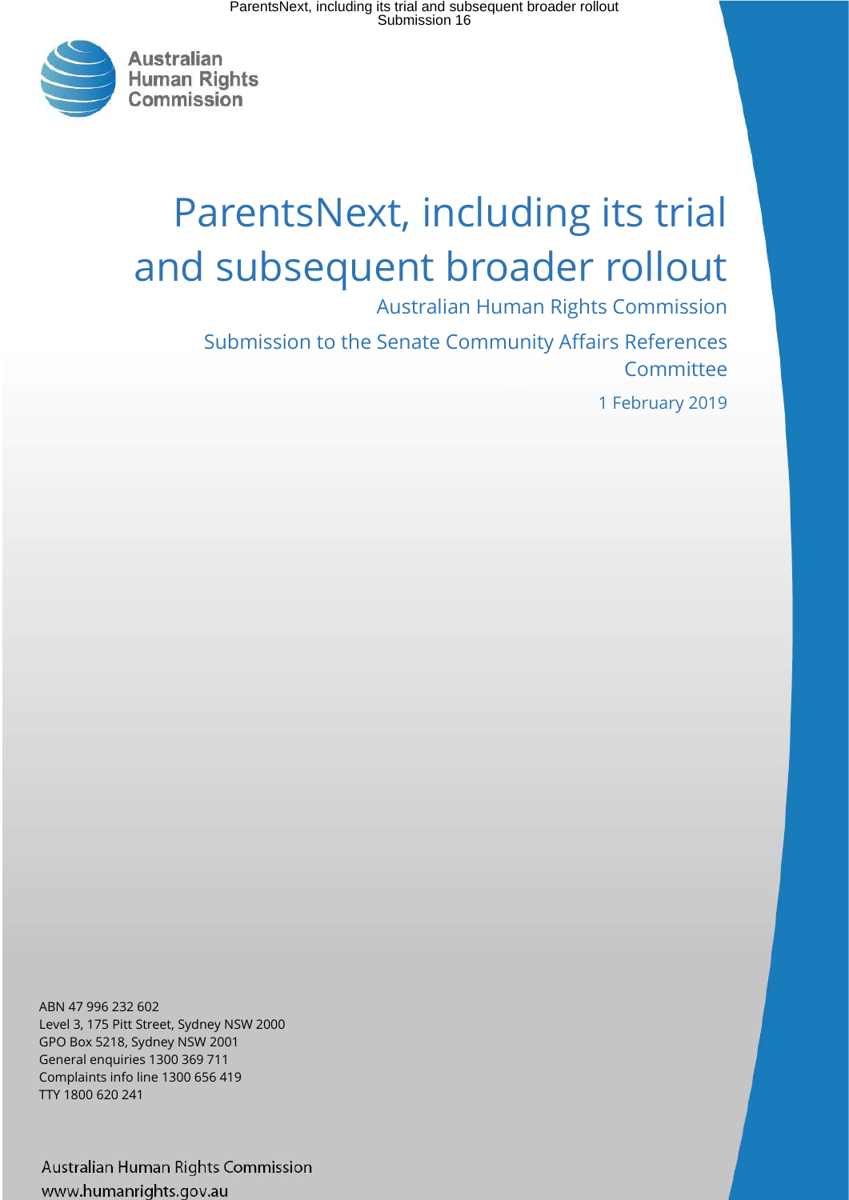Australian Human Rights Commission

# ParentsNext, including its trial and subsequent broader rollout

Australian Human Rights Commission

Submission to the Senate Community Affairs References Committee

1 February 2019

ABN 47 996 232 602
Level 3, 175 Pitt Street, Sydney NSW 2000
GPO Box 5218, Sydney NSW 2001
General enquiries 1300 369 711
Complaints info line 1300 656 419
TTY 1800 620 241

Australian Human Rights Commission
www.humanrights.gov.au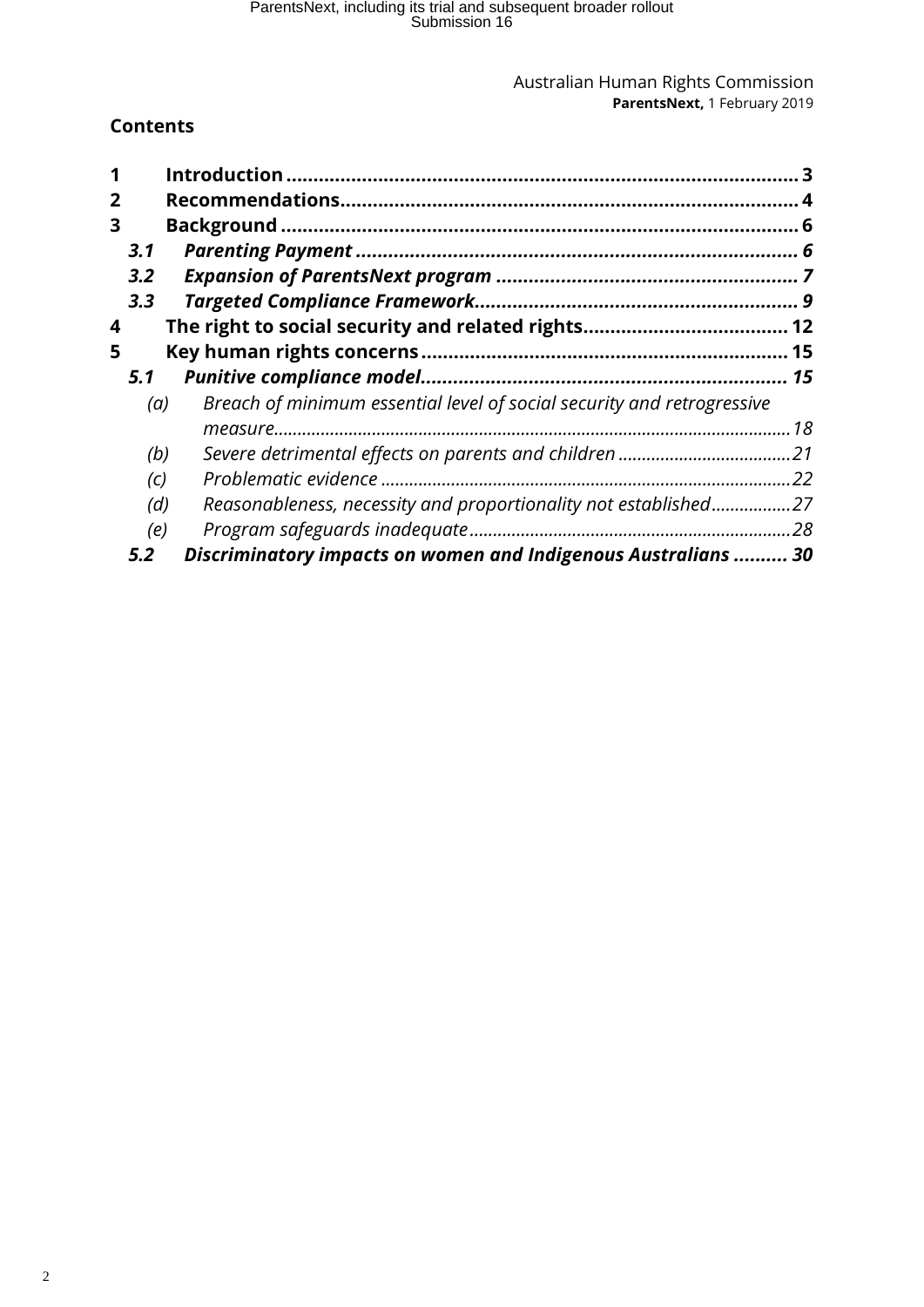## Contents

| | | |
|---|---|---|
| **1** | **Introduction** | **3** |
| **2** | **Recommendations** | **4** |
| **3** | **Background** | **6** |
| ***3.1*** | ***Parenting Payment*** | ***6*** |
| ***3.2*** | ***Expansion of ParentsNext program*** | ***7*** |
| ***3.3*** | ***Targeted Compliance Framework*** | ***9*** |
| **4** | **The right to social security and related rights** | **12** |
| **5** | **Key human rights concerns** | **15** |
| ***5.1*** | ***Punitive compliance model*** | ***15*** |
| *(a)* | *Breach of minimum essential level of social security and retrogressive measure* | *18* |
| *(b)* | *Severe detrimental effects on parents and children* | *21* |
| *(c)* | *Problematic evidence* | *22* |
| *(d)* | *Reasonableness, necessity and proportionality not established* | *27* |
| *(e)* | *Program safeguards inadequate* | *28* |
| ***5.2*** | ***Discriminatory impacts on women and Indigenous Australians*** | ***30*** |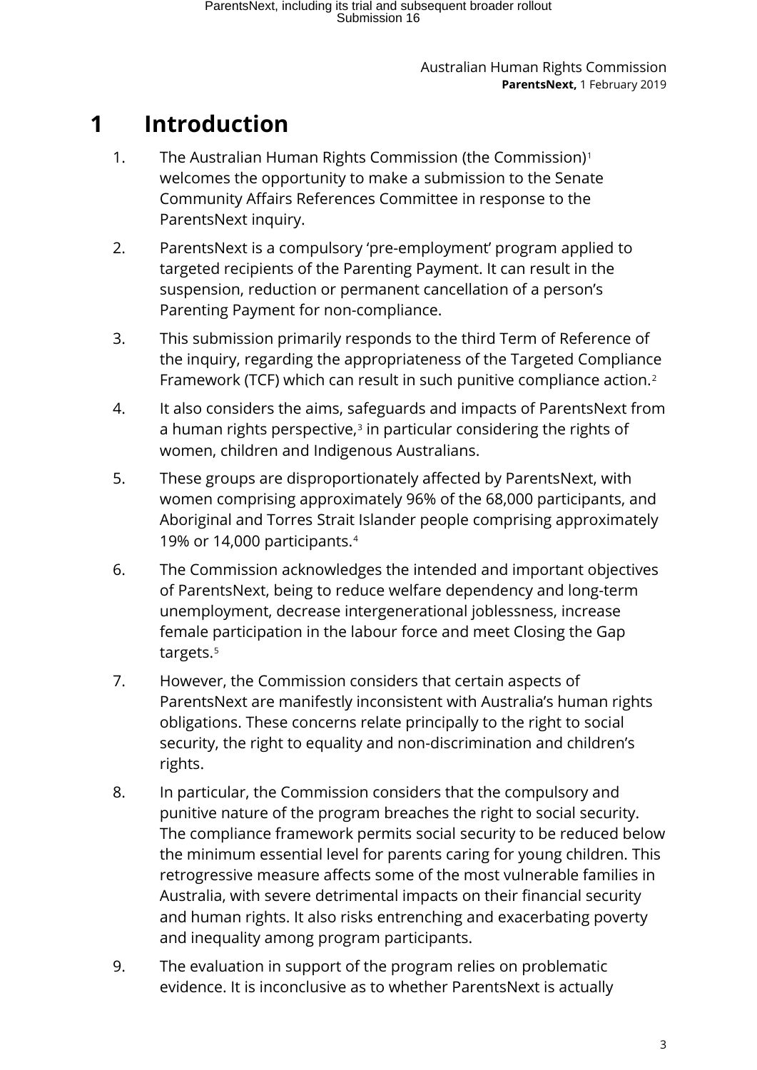# 1 Introduction

1. The Australian Human Rights Commission (the Commission)[1] welcomes the opportunity to make a submission to the Senate Community Affairs References Committee in response to the ParentsNext inquiry.

2. ParentsNext is a compulsory 'pre-employment' program applied to targeted recipients of the Parenting Payment. It can result in the suspension, reduction or permanent cancellation of a person's Parenting Payment for non-compliance.

3. This submission primarily responds to the third Term of Reference of the inquiry, regarding the appropriateness of the Targeted Compliance Framework (TCF) which can result in such punitive compliance action.[2]

4. It also considers the aims, safeguards and impacts of ParentsNext from a human rights perspective,[3] in particular considering the rights of women, children and Indigenous Australians.

5. These groups are disproportionately affected by ParentsNext, with women comprising approximately 96% of the 68,000 participants, and Aboriginal and Torres Strait Islander people comprising approximately 19% or 14,000 participants.[4]

6. The Commission acknowledges the intended and important objectives of ParentsNext, being to reduce welfare dependency and long-term unemployment, decrease intergenerational joblessness, increase female participation in the labour force and meet Closing the Gap targets.[5]

7. However, the Commission considers that certain aspects of ParentsNext are manifestly inconsistent with Australia's human rights obligations. These concerns relate principally to the right to social security, the right to equality and non-discrimination and children's rights.

8. In particular, the Commission considers that the compulsory and punitive nature of the program breaches the right to social security. The compliance framework permits social security to be reduced below the minimum essential level for parents caring for young children. This retrogressive measure affects some of the most vulnerable families in Australia, with severe detrimental impacts on their financial security and human rights. It also risks entrenching and exacerbating poverty and inequality among program participants.

9. The evaluation in support of the program relies on problematic evidence. It is inconclusive as to whether ParentsNext is actually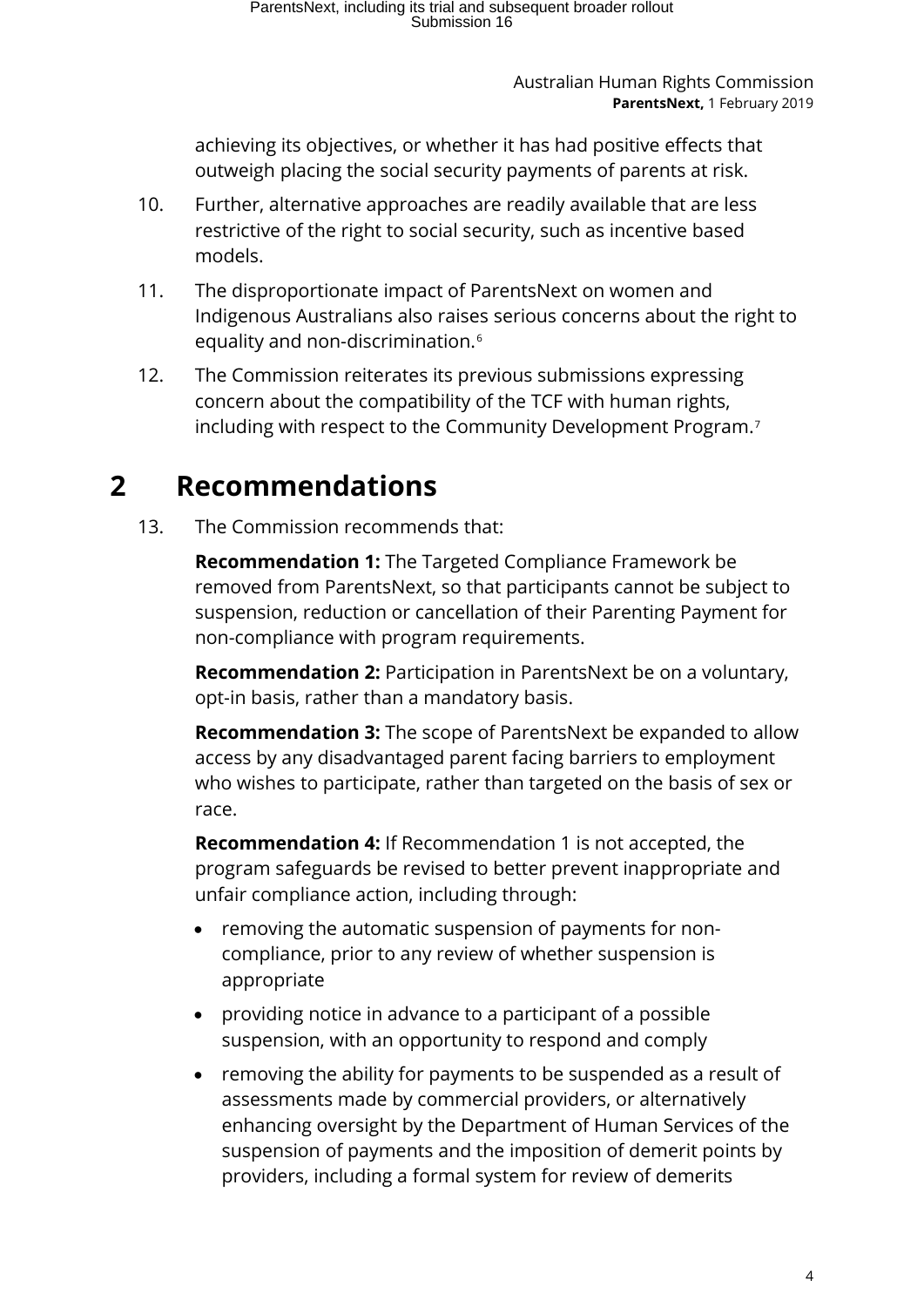achieving its objectives, or whether it has had positive effects that outweigh placing the social security payments of parents at risk.

10. Further, alternative approaches are readily available that are less restrictive of the right to social security, such as incentive based models.

11. The disproportionate impact of ParentsNext on women and Indigenous Australians also raises serious concerns about the right to equality and non-discrimination.[6]

12. The Commission reiterates its previous submissions expressing concern about the compatibility of the TCF with human rights, including with respect to the Community Development Program.[7]

# 2 Recommendations

13. The Commission recommends that:

**Recommendation 1:** The Targeted Compliance Framework be removed from ParentsNext, so that participants cannot be subject to suspension, reduction or cancellation of their Parenting Payment for non-compliance with program requirements.

**Recommendation 2:** Participation in ParentsNext be on a voluntary, opt-in basis, rather than a mandatory basis.

**Recommendation 3:** The scope of ParentsNext be expanded to allow access by any disadvantaged parent facing barriers to employment who wishes to participate, rather than targeted on the basis of sex or race.

**Recommendation 4:** If Recommendation 1 is not accepted, the program safeguards be revised to better prevent inappropriate and unfair compliance action, including through:

- removing the automatic suspension of payments for non-compliance, prior to any review of whether suspension is appropriate
- providing notice in advance to a participant of a possible suspension, with an opportunity to respond and comply
- removing the ability for payments to be suspended as a result of assessments made by commercial providers, or alternatively enhancing oversight by the Department of Human Services of the suspension of payments and the imposition of demerit points by providers, including a formal system for review of demerits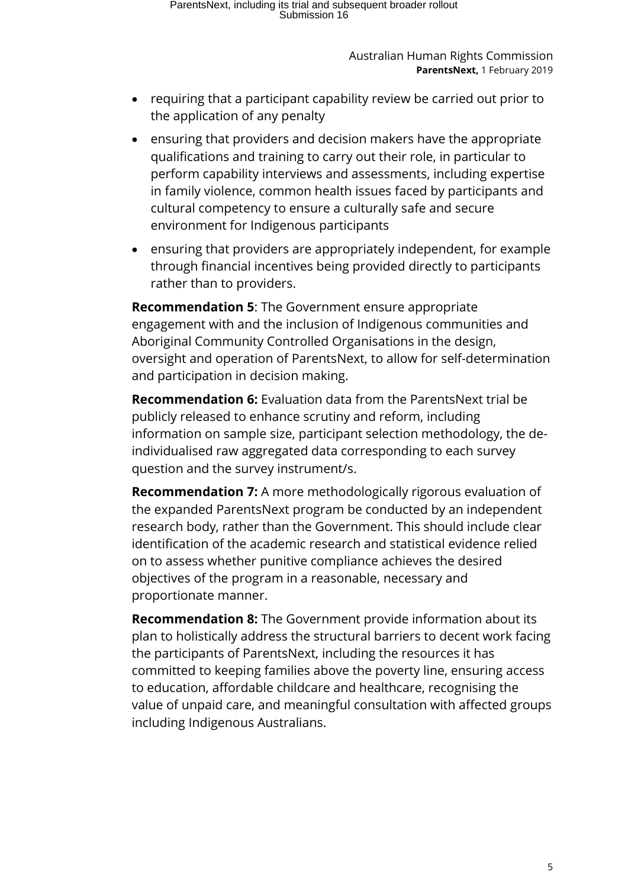- requiring that a participant capability review be carried out prior to the application of any penalty
- ensuring that providers and decision makers have the appropriate qualifications and training to carry out their role, in particular to perform capability interviews and assessments, including expertise in family violence, common health issues faced by participants and cultural competency to ensure a culturally safe and secure environment for Indigenous participants
- ensuring that providers are appropriately independent, for example through financial incentives being provided directly to participants rather than to providers.

**Recommendation 5**: The Government ensure appropriate engagement with and the inclusion of Indigenous communities and Aboriginal Community Controlled Organisations in the design, oversight and operation of ParentsNext, to allow for self-determination and participation in decision making.

**Recommendation 6:** Evaluation data from the ParentsNext trial be publicly released to enhance scrutiny and reform, including information on sample size, participant selection methodology, the de-individualised raw aggregated data corresponding to each survey question and the survey instrument/s.

**Recommendation 7:** A more methodologically rigorous evaluation of the expanded ParentsNext program be conducted by an independent research body, rather than the Government. This should include clear identification of the academic research and statistical evidence relied on to assess whether punitive compliance achieves the desired objectives of the program in a reasonable, necessary and proportionate manner.

**Recommendation 8:** The Government provide information about its plan to holistically address the structural barriers to decent work facing the participants of ParentsNext, including the resources it has committed to keeping families above the poverty line, ensuring access to education, affordable childcare and healthcare, recognising the value of unpaid care, and meaningful consultation with affected groups including Indigenous Australians.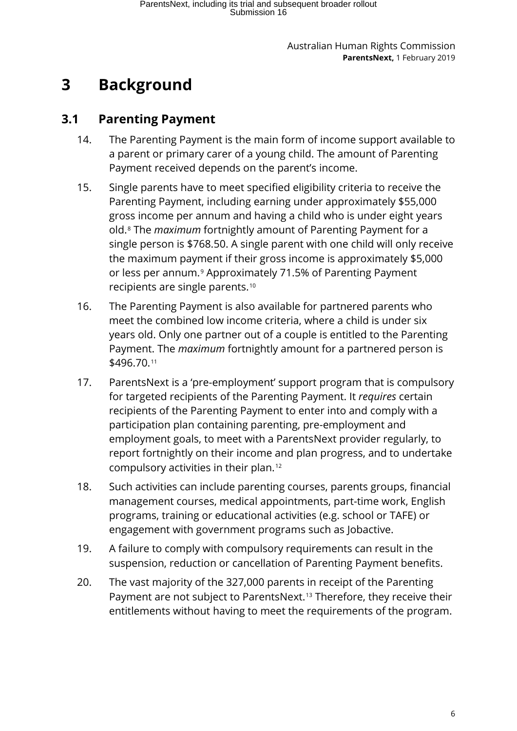# 3 Background

## 3.1 Parenting Payment

14. The Parenting Payment is the main form of income support available to a parent or primary carer of a young child. The amount of Parenting Payment received depends on the parent's income.

15. Single parents have to meet specified eligibility criteria to receive the Parenting Payment, including earning under approximately $55,000 gross income per annum and having a child who is under eight years old.[8] The *maximum* fortnightly amount of Parenting Payment for a single person is $768.50. A single parent with one child will only receive the maximum payment if their gross income is approximately $5,000 or less per annum.[9] Approximately 71.5% of Parenting Payment recipients are single parents.[10]

16. The Parenting Payment is also available for partnered parents who meet the combined low income criteria, where a child is under six years old. Only one partner out of a couple is entitled to the Parenting Payment. The *maximum* fortnightly amount for a partnered person is $496.70.[11]

17. ParentsNext is a 'pre-employment' support program that is compulsory for targeted recipients of the Parenting Payment. It *requires* certain recipients of the Parenting Payment to enter into and comply with a participation plan containing parenting, pre-employment and employment goals, to meet with a ParentsNext provider regularly, to report fortnightly on their income and plan progress, and to undertake compulsory activities in their plan.[12]

18. Such activities can include parenting courses, parents groups, financial management courses, medical appointments, part-time work, English programs, training or educational activities (e.g. school or TAFE) or engagement with government programs such as Jobactive.

19. A failure to comply with compulsory requirements can result in the suspension, reduction or cancellation of Parenting Payment benefits.

20. The vast majority of the 327,000 parents in receipt of the Parenting Payment are not subject to ParentsNext.[13] Therefore, they receive their entitlements without having to meet the requirements of the program.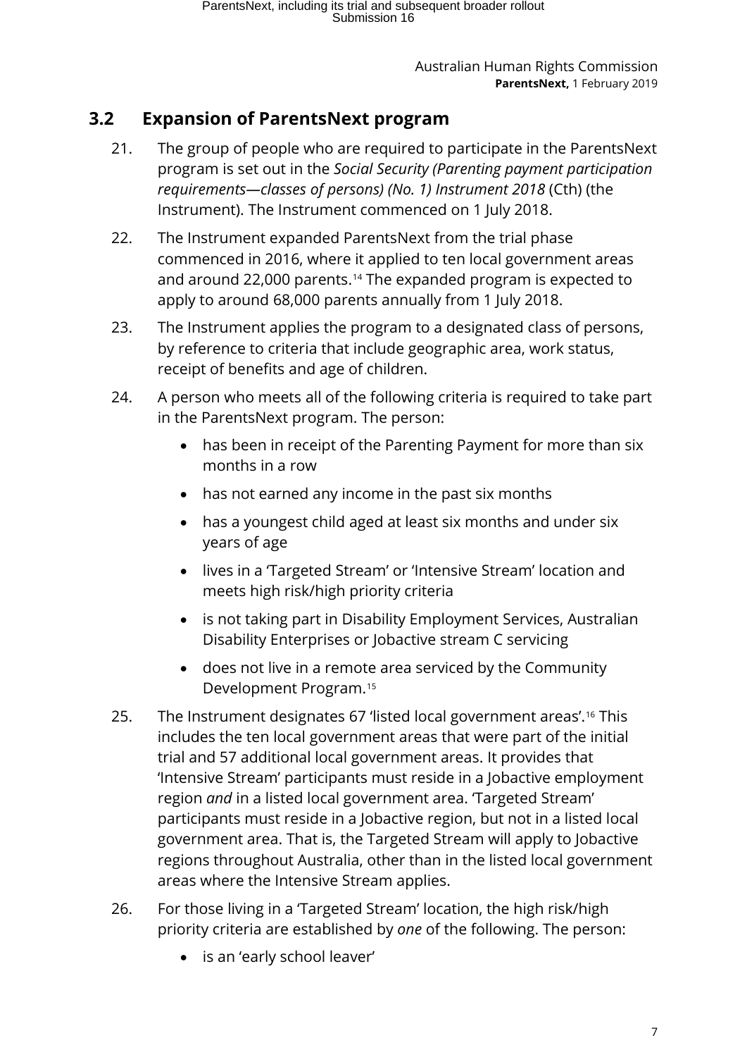## 3.2 Expansion of ParentsNext program

21. The group of people who are required to participate in the ParentsNext program is set out in the *Social Security (Parenting payment participation requirements—classes of persons) (No. 1) Instrument 2018* (Cth) (the Instrument). The Instrument commenced on 1 July 2018.

22. The Instrument expanded ParentsNext from the trial phase commenced in 2016, where it applied to ten local government areas and around 22,000 parents.[14] The expanded program is expected to apply to around 68,000 parents annually from 1 July 2018.

23. The Instrument applies the program to a designated class of persons, by reference to criteria that include geographic area, work status, receipt of benefits and age of children.

24. A person who meets all of the following criteria is required to take part in the ParentsNext program. The person:

    - has been in receipt of the Parenting Payment for more than six months in a row
    - has not earned any income in the past six months
    - has a youngest child aged at least six months and under six years of age
    - lives in a 'Targeted Stream' or 'Intensive Stream' location and meets high risk/high priority criteria
    - is not taking part in Disability Employment Services, Australian Disability Enterprises or Jobactive stream C servicing
    - does not live in a remote area serviced by the Community Development Program.[15]

25. The Instrument designates 67 'listed local government areas'.[16] This includes the ten local government areas that were part of the initial trial and 57 additional local government areas. It provides that 'Intensive Stream' participants must reside in a Jobactive employment region *and* in a listed local government area. 'Targeted Stream' participants must reside in a Jobactive region, but not in a listed local government area. That is, the Targeted Stream will apply to Jobactive regions throughout Australia, other than in the listed local government areas where the Intensive Stream applies.

26. For those living in a 'Targeted Stream' location, the high risk/high priority criteria are established by *one* of the following. The person:

    - is an 'early school leaver'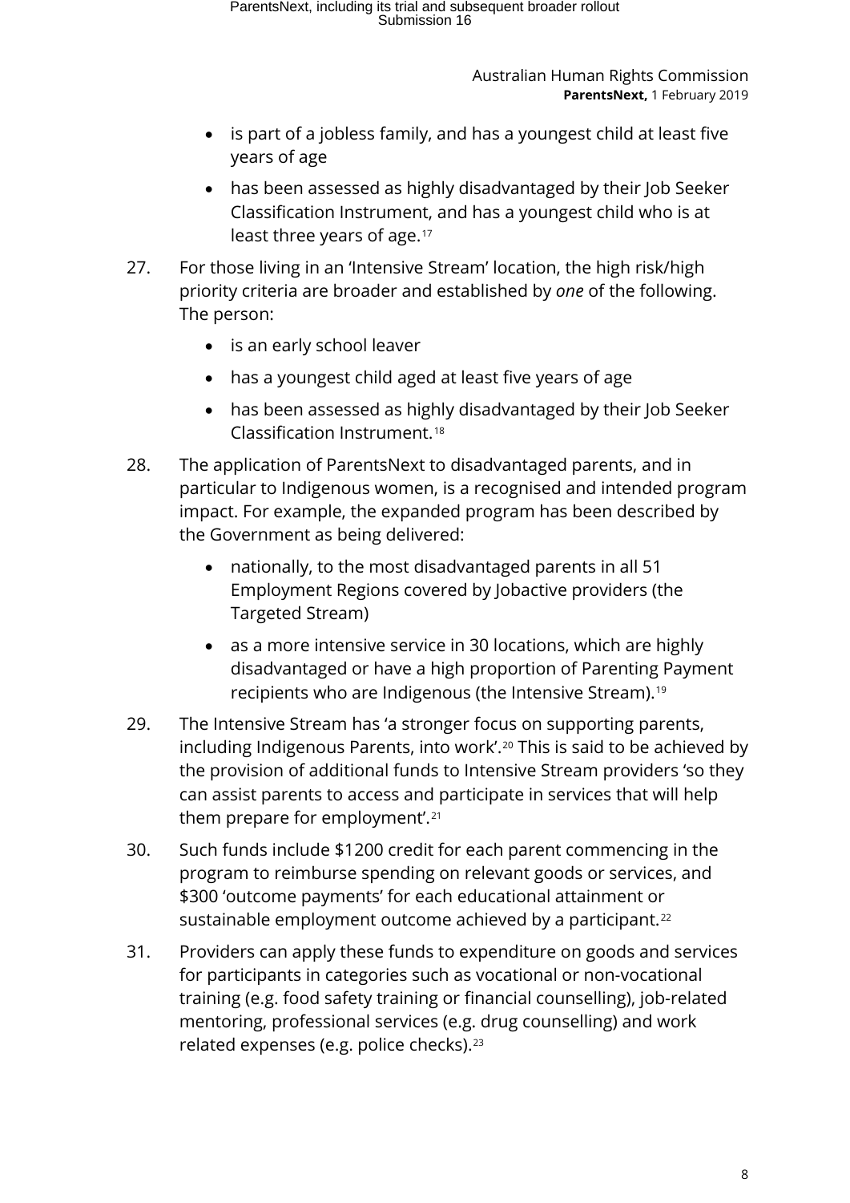- is part of a jobless family, and has a youngest child at least five years of age
- has been assessed as highly disadvantaged by their Job Seeker Classification Instrument, and has a youngest child who is at least three years of age.[17]

27. For those living in an 'Intensive Stream' location, the high risk/high priority criteria are broader and established by *one* of the following. The person:

    - is an early school leaver
    - has a youngest child aged at least five years of age
    - has been assessed as highly disadvantaged by their Job Seeker Classification Instrument.[18]

28. The application of ParentsNext to disadvantaged parents, and in particular to Indigenous women, is a recognised and intended program impact. For example, the expanded program has been described by the Government as being delivered:

    - nationally, to the most disadvantaged parents in all 51 Employment Regions covered by Jobactive providers (the Targeted Stream)
    - as a more intensive service in 30 locations, which are highly disadvantaged or have a high proportion of Parenting Payment recipients who are Indigenous (the Intensive Stream).[19]

29. The Intensive Stream has 'a stronger focus on supporting parents, including Indigenous Parents, into work'.[20] This is said to be achieved by the provision of additional funds to Intensive Stream providers 'so they can assist parents to access and participate in services that will help them prepare for employment'.[21]

30. Such funds include $1200 credit for each parent commencing in the program to reimburse spending on relevant goods or services, and $300 'outcome payments' for each educational attainment or sustainable employment outcome achieved by a participant.[22]

31. Providers can apply these funds to expenditure on goods and services for participants in categories such as vocational or non-vocational training (e.g. food safety training or financial counselling), job-related mentoring, professional services (e.g. drug counselling) and work related expenses (e.g. police checks).[23]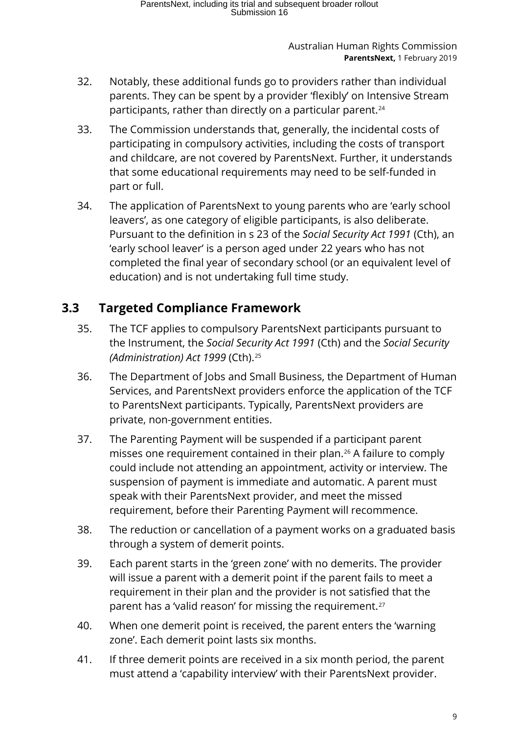32. Notably, these additional funds go to providers rather than individual parents. They can be spent by a provider 'flexibly' on Intensive Stream participants, rather than directly on a particular parent.[24]

33. The Commission understands that, generally, the incidental costs of participating in compulsory activities, including the costs of transport and childcare, are not covered by ParentsNext. Further, it understands that some educational requirements may need to be self-funded in part or full.

34. The application of ParentsNext to young parents who are 'early school leavers', as one category of eligible participants, is also deliberate. Pursuant to the definition in s 23 of the *Social Security Act 1991* (Cth), an 'early school leaver' is a person aged under 22 years who has not completed the final year of secondary school (or an equivalent level of education) and is not undertaking full time study.

## 3.3 Targeted Compliance Framework

35. The TCF applies to compulsory ParentsNext participants pursuant to the Instrument, the *Social Security Act 1991* (Cth) and the *Social Security (Administration) Act 1999* (Cth).[25]

36. The Department of Jobs and Small Business, the Department of Human Services, and ParentsNext providers enforce the application of the TCF to ParentsNext participants. Typically, ParentsNext providers are private, non-government entities.

37. The Parenting Payment will be suspended if a participant parent misses one requirement contained in their plan.[26] A failure to comply could include not attending an appointment, activity or interview. The suspension of payment is immediate and automatic. A parent must speak with their ParentsNext provider, and meet the missed requirement, before their Parenting Payment will recommence.

38. The reduction or cancellation of a payment works on a graduated basis through a system of demerit points.

39. Each parent starts in the 'green zone' with no demerits. The provider will issue a parent with a demerit point if the parent fails to meet a requirement in their plan and the provider is not satisfied that the parent has a 'valid reason' for missing the requirement.[27]

40. When one demerit point is received, the parent enters the 'warning zone'. Each demerit point lasts six months.

41. If three demerit points are received in a six month period, the parent must attend a 'capability interview' with their ParentsNext provider.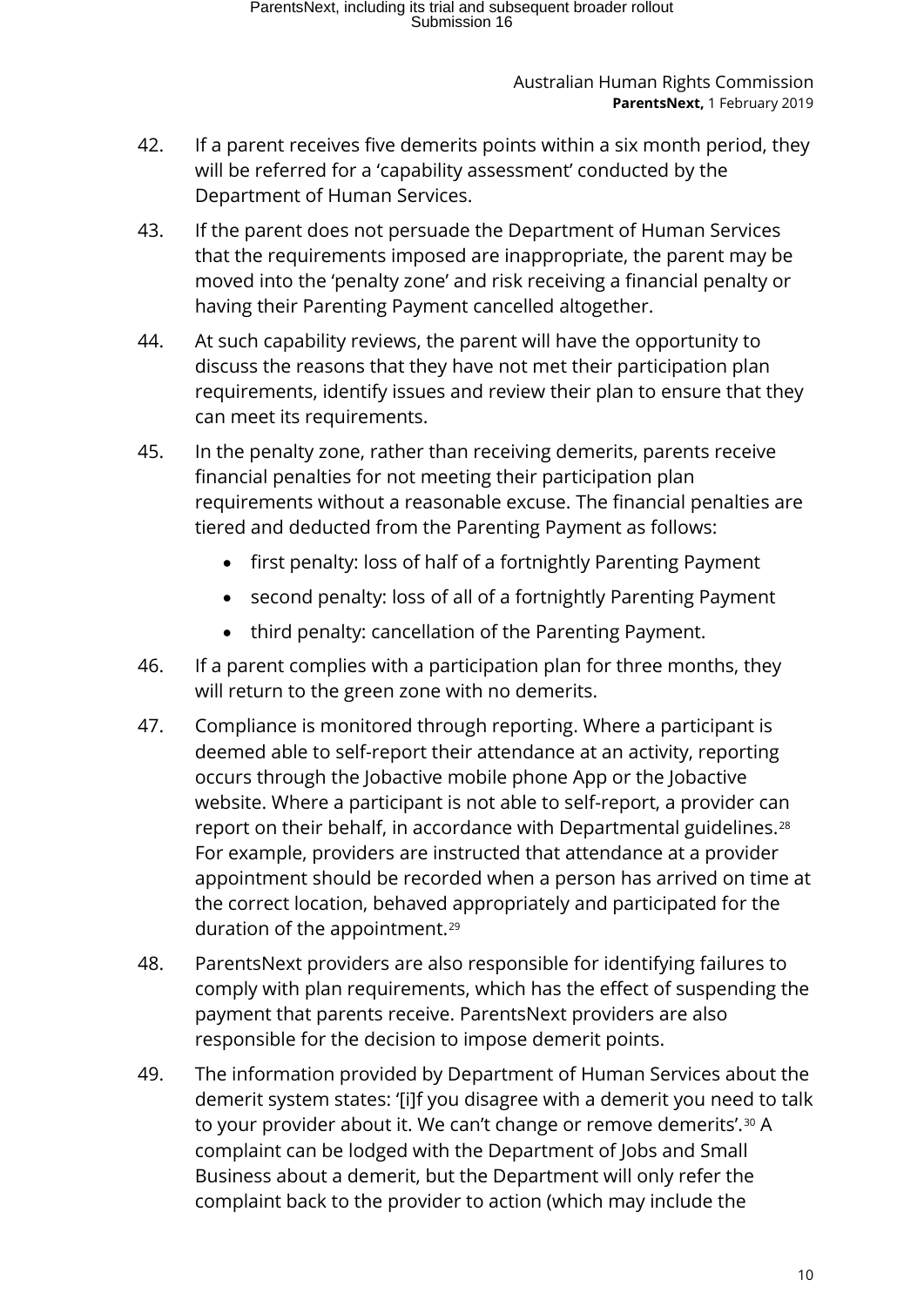42. If a parent receives five demerits points within a six month period, they will be referred for a 'capability assessment' conducted by the Department of Human Services.

43. If the parent does not persuade the Department of Human Services that the requirements imposed are inappropriate, the parent may be moved into the 'penalty zone' and risk receiving a financial penalty or having their Parenting Payment cancelled altogether.

44. At such capability reviews, the parent will have the opportunity to discuss the reasons that they have not met their participation plan requirements, identify issues and review their plan to ensure that they can meet its requirements.

45. In the penalty zone, rather than receiving demerits, parents receive financial penalties for not meeting their participation plan requirements without a reasonable excuse. The financial penalties are tiered and deducted from the Parenting Payment as follows:

    - first penalty: loss of half of a fortnightly Parenting Payment
    - second penalty: loss of all of a fortnightly Parenting Payment
    - third penalty: cancellation of the Parenting Payment.

46. If a parent complies with a participation plan for three months, they will return to the green zone with no demerits.

47. Compliance is monitored through reporting. Where a participant is deemed able to self-report their attendance at an activity, reporting occurs through the Jobactive mobile phone App or the Jobactive website. Where a participant is not able to self-report, a provider can report on their behalf, in accordance with Departmental guidelines.[28] For example, providers are instructed that attendance at a provider appointment should be recorded when a person has arrived on time at the correct location, behaved appropriately and participated for the duration of the appointment.[29]

48. ParentsNext providers are also responsible for identifying failures to comply with plan requirements, which has the effect of suspending the payment that parents receive. ParentsNext providers are also responsible for the decision to impose demerit points.

49. The information provided by Department of Human Services about the demerit system states: '[i]f you disagree with a demerit you need to talk to your provider about it. We can't change or remove demerits'.[30] A complaint can be lodged with the Department of Jobs and Small Business about a demerit, but the Department will only refer the complaint back to the provider to action (which may include the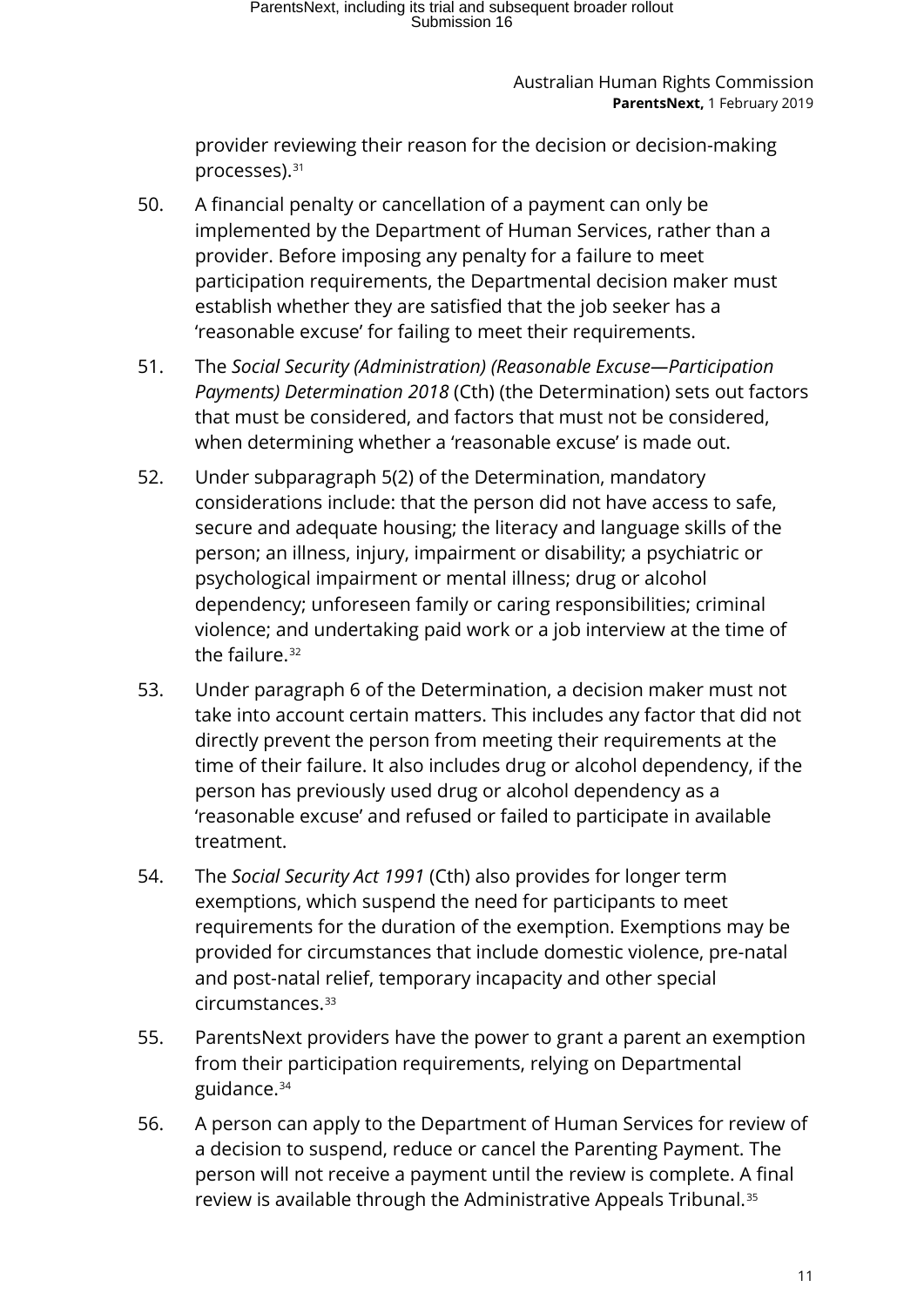provider reviewing their reason for the decision or decision-making processes).[31]

50. A financial penalty or cancellation of a payment can only be implemented by the Department of Human Services, rather than a provider. Before imposing any penalty for a failure to meet participation requirements, the Departmental decision maker must establish whether they are satisfied that the job seeker has a 'reasonable excuse' for failing to meet their requirements.

51. The *Social Security (Administration) (Reasonable Excuse—Participation Payments) Determination 2018* (Cth) (the Determination) sets out factors that must be considered, and factors that must not be considered, when determining whether a 'reasonable excuse' is made out.

52. Under subparagraph 5(2) of the Determination, mandatory considerations include: that the person did not have access to safe, secure and adequate housing; the literacy and language skills of the person; an illness, injury, impairment or disability; a psychiatric or psychological impairment or mental illness; drug or alcohol dependency; unforeseen family or caring responsibilities; criminal violence; and undertaking paid work or a job interview at the time of the failure.[32]

53. Under paragraph 6 of the Determination, a decision maker must not take into account certain matters. This includes any factor that did not directly prevent the person from meeting their requirements at the time of their failure. It also includes drug or alcohol dependency, if the person has previously used drug or alcohol dependency as a 'reasonable excuse' and refused or failed to participate in available treatment.

54. The *Social Security Act 1991* (Cth) also provides for longer term exemptions, which suspend the need for participants to meet requirements for the duration of the exemption. Exemptions may be provided for circumstances that include domestic violence, pre-natal and post-natal relief, temporary incapacity and other special circumstances.[33]

55. ParentsNext providers have the power to grant a parent an exemption from their participation requirements, relying on Departmental guidance.[34]

56. A person can apply to the Department of Human Services for review of a decision to suspend, reduce or cancel the Parenting Payment. The person will not receive a payment until the review is complete. A final review is available through the Administrative Appeals Tribunal.[35]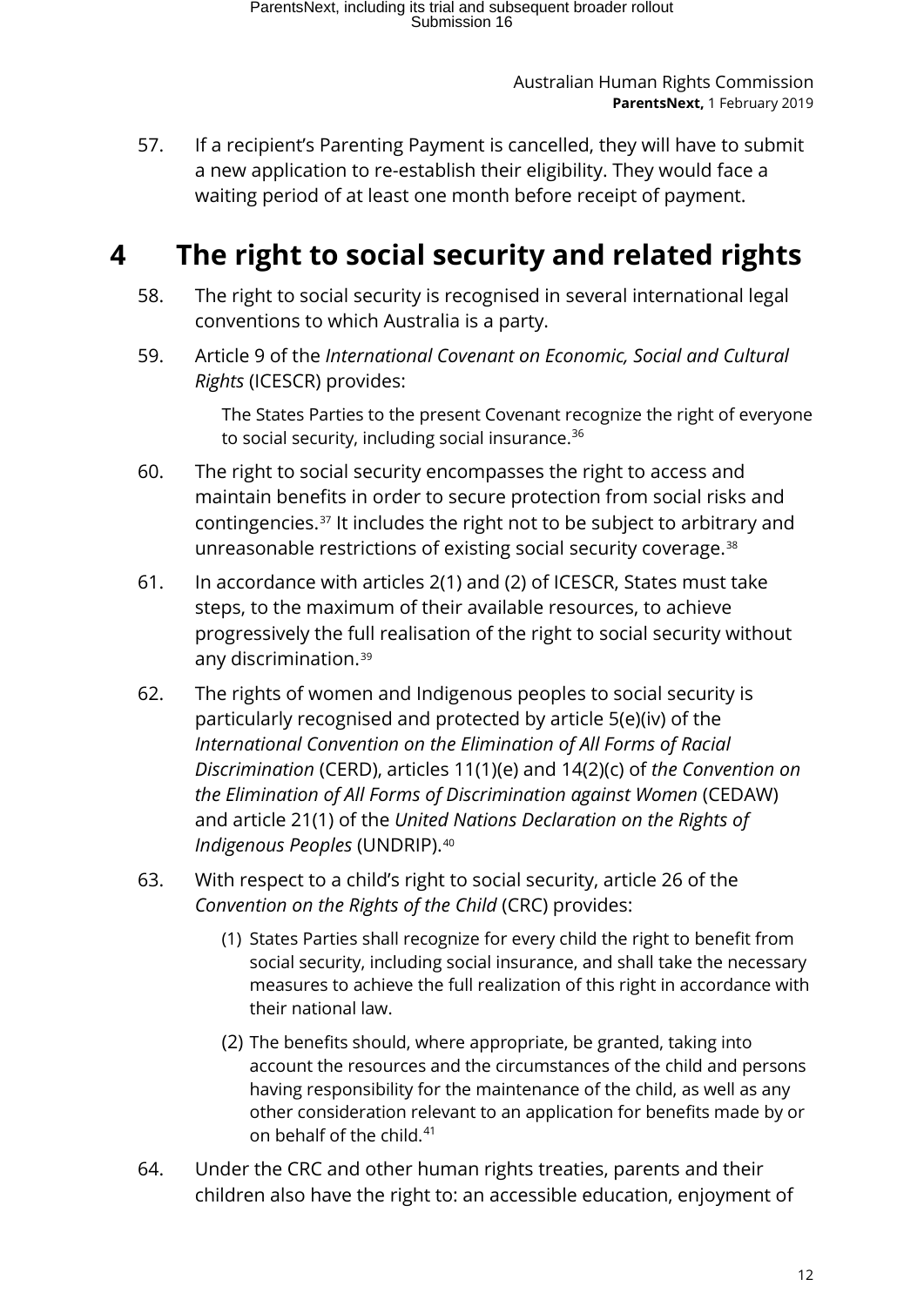57. If a recipient's Parenting Payment is cancelled, they will have to submit a new application to re-establish their eligibility. They would face a waiting period of at least one month before receipt of payment.

# 4 The right to social security and related rights

58. The right to social security is recognised in several international legal conventions to which Australia is a party.

59. Article 9 of the *International Covenant on Economic, Social and Cultural Rights* (ICESCR) provides:

> The States Parties to the present Covenant recognize the right of everyone to social security, including social insurance.[36]

60. The right to social security encompasses the right to access and maintain benefits in order to secure protection from social risks and contingencies.[37] It includes the right not to be subject to arbitrary and unreasonable restrictions of existing social security coverage.[38]

61. In accordance with articles 2(1) and (2) of ICESCR, States must take steps, to the maximum of their available resources, to achieve progressively the full realisation of the right to social security without any discrimination.[39]

62. The rights of women and Indigenous peoples to social security is particularly recognised and protected by article 5(e)(iv) of the *International Convention on the Elimination of All Forms of Racial Discrimination* (CERD), articles 11(1)(e) and 14(2)(c) of *the Convention on the Elimination of All Forms of Discrimination against Women* (CEDAW) and article 21(1) of the *United Nations Declaration on the Rights of Indigenous Peoples* (UNDRIP).[40]

63. With respect to a child's right to social security, article 26 of the *Convention on the Rights of the Child* (CRC) provides:

> (1) States Parties shall recognize for every child the right to benefit from social security, including social insurance, and shall take the necessary measures to achieve the full realization of this right in accordance with their national law.
>
> (2) The benefits should, where appropriate, be granted, taking into account the resources and the circumstances of the child and persons having responsibility for the maintenance of the child, as well as any other consideration relevant to an application for benefits made by or on behalf of the child.[41]

64. Under the CRC and other human rights treaties, parents and their children also have the right to: an accessible education, enjoyment of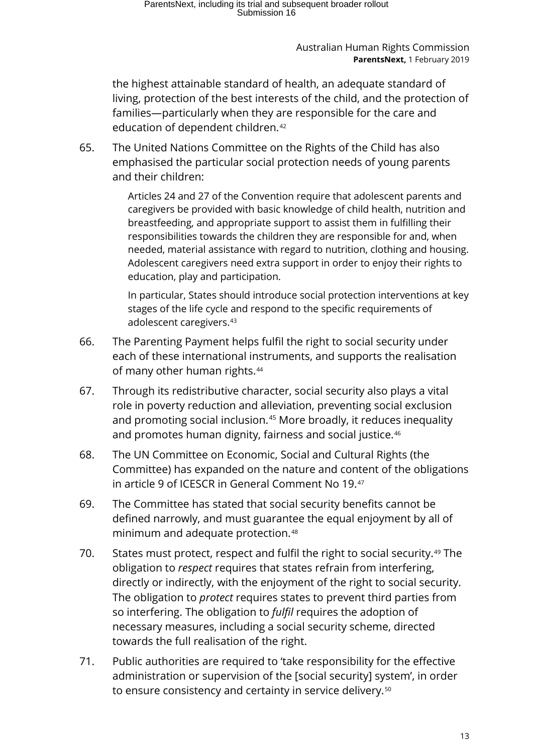the highest attainable standard of health, an adequate standard of living, protection of the best interests of the child, and the protection of families—particularly when they are responsible for the care and education of dependent children.[42]

65. The United Nations Committee on the Rights of the Child has also emphasised the particular social protection needs of young parents and their children:

> Articles 24 and 27 of the Convention require that adolescent parents and caregivers be provided with basic knowledge of child health, nutrition and breastfeeding, and appropriate support to assist them in fulfilling their responsibilities towards the children they are responsible for and, when needed, material assistance with regard to nutrition, clothing and housing. Adolescent caregivers need extra support in order to enjoy their rights to education, play and participation.
>
> In particular, States should introduce social protection interventions at key stages of the life cycle and respond to the specific requirements of adolescent caregivers.[43]

66. The Parenting Payment helps fulfil the right to social security under each of these international instruments, and supports the realisation of many other human rights.[44]

67. Through its redistributive character, social security also plays a vital role in poverty reduction and alleviation, preventing social exclusion and promoting social inclusion.[45] More broadly, it reduces inequality and promotes human dignity, fairness and social justice.[46]

68. The UN Committee on Economic, Social and Cultural Rights (the Committee) has expanded on the nature and content of the obligations in article 9 of ICESCR in General Comment No 19.[47]

69. The Committee has stated that social security benefits cannot be defined narrowly, and must guarantee the equal enjoyment by all of minimum and adequate protection.[48]

70. States must protect, respect and fulfil the right to social security.[49] The obligation to *respect* requires that states refrain from interfering, directly or indirectly, with the enjoyment of the right to social security. The obligation to *protect* requires states to prevent third parties from so interfering. The obligation to *fulfil* requires the adoption of necessary measures, including a social security scheme, directed towards the full realisation of the right.

71. Public authorities are required to 'take responsibility for the effective administration or supervision of the [social security] system', in order to ensure consistency and certainty in service delivery.[50]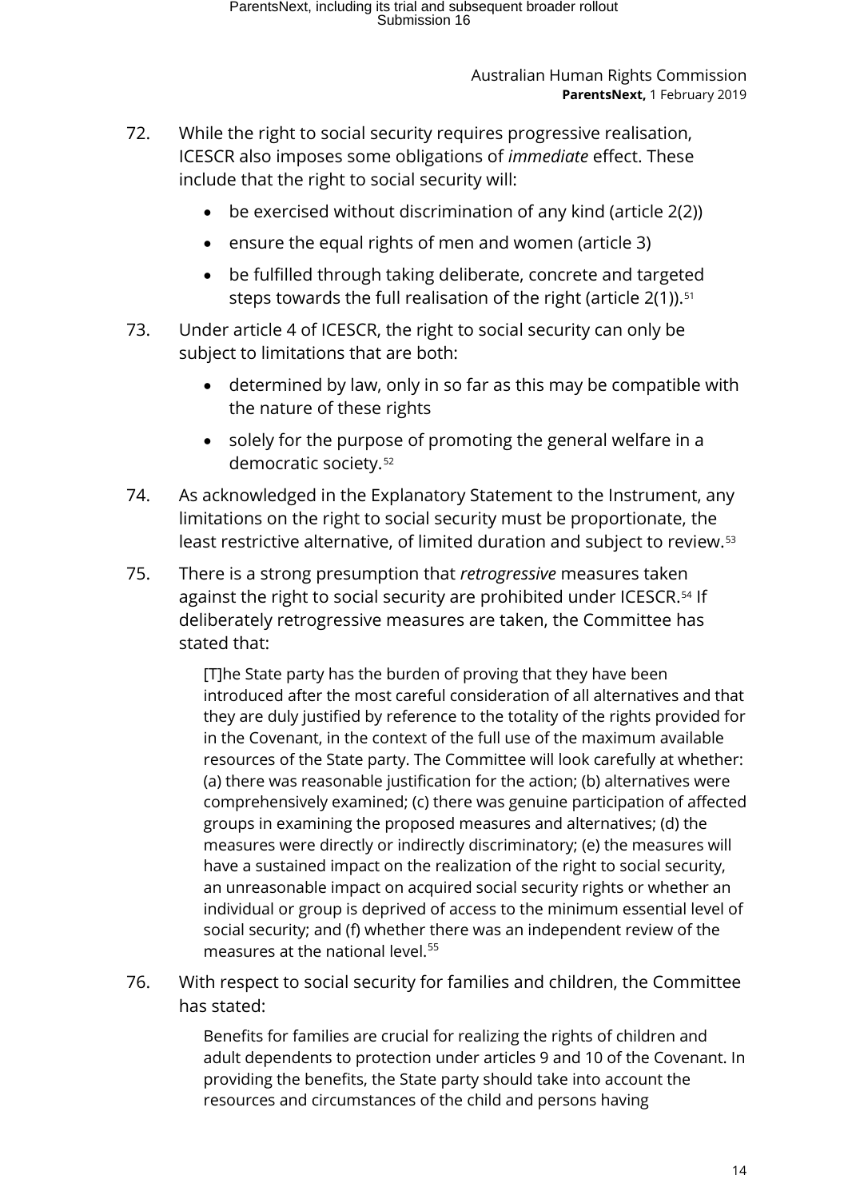72. While the right to social security requires progressive realisation, ICESCR also imposes some obligations of *immediate* effect. These include that the right to social security will:

    - be exercised without discrimination of any kind (article 2(2))
    - ensure the equal rights of men and women (article 3)
    - be fulfilled through taking deliberate, concrete and targeted steps towards the full realisation of the right (article 2(1)).[51]

73. Under article 4 of ICESCR, the right to social security can only be subject to limitations that are both:

    - determined by law, only in so far as this may be compatible with the nature of these rights
    - solely for the purpose of promoting the general welfare in a democratic society.[52]

74. As acknowledged in the Explanatory Statement to the Instrument, any limitations on the right to social security must be proportionate, the least restrictive alternative, of limited duration and subject to review.[53]

75. There is a strong presumption that *retrogressive* measures taken against the right to social security are prohibited under ICESCR.[54] If deliberately retrogressive measures are taken, the Committee has stated that:

    > [T]he State party has the burden of proving that they have been introduced after the most careful consideration of all alternatives and that they are duly justified by reference to the totality of the rights provided for in the Covenant, in the context of the full use of the maximum available resources of the State party. The Committee will look carefully at whether: (a) there was reasonable justification for the action; (b) alternatives were comprehensively examined; (c) there was genuine participation of affected groups in examining the proposed measures and alternatives; (d) the measures were directly or indirectly discriminatory; (e) the measures will have a sustained impact on the realization of the right to social security, an unreasonable impact on acquired social security rights or whether an individual or group is deprived of access to the minimum essential level of social security; and (f) whether there was an independent review of the measures at the national level.[55]

76. With respect to social security for families and children, the Committee has stated:

    > Benefits for families are crucial for realizing the rights of children and adult dependents to protection under articles 9 and 10 of the Covenant. In providing the benefits, the State party should take into account the resources and circumstances of the child and persons having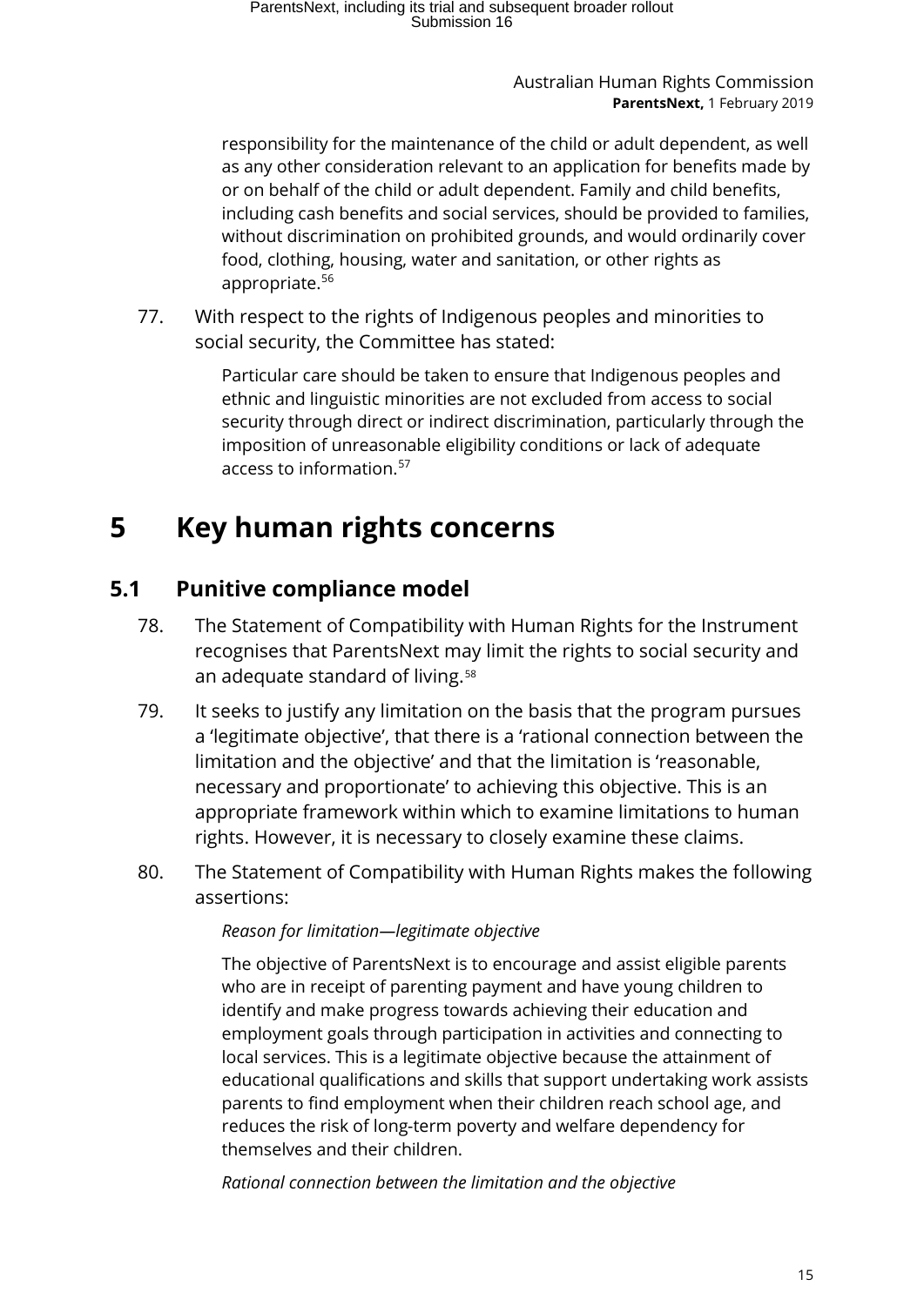responsibility for the maintenance of the child or adult dependent, as well as any other consideration relevant to an application for benefits made by or on behalf of the child or adult dependent. Family and child benefits, including cash benefits and social services, should be provided to families, without discrimination on prohibited grounds, and would ordinarily cover food, clothing, housing, water and sanitation, or other rights as appropriate.[56]

77. With respect to the rights of Indigenous peoples and minorities to social security, the Committee has stated:

> Particular care should be taken to ensure that Indigenous peoples and ethnic and linguistic minorities are not excluded from access to social security through direct or indirect discrimination, particularly through the imposition of unreasonable eligibility conditions or lack of adequate access to information.[57]

# 5 Key human rights concerns

## 5.1 Punitive compliance model

78. The Statement of Compatibility with Human Rights for the Instrument recognises that ParentsNext may limit the rights to social security and an adequate standard of living.[58]

79. It seeks to justify any limitation on the basis that the program pursues a 'legitimate objective', that there is a 'rational connection between the limitation and the objective' and that the limitation is 'reasonable, necessary and proportionate' to achieving this objective. This is an appropriate framework within which to examine limitations to human rights. However, it is necessary to closely examine these claims.

80. The Statement of Compatibility with Human Rights makes the following assertions:

> *Reason for limitation—legitimate objective*
>
> The objective of ParentsNext is to encourage and assist eligible parents who are in receipt of parenting payment and have young children to identify and make progress towards achieving their education and employment goals through participation in activities and connecting to local services. This is a legitimate objective because the attainment of educational qualifications and skills that support undertaking work assists parents to find employment when their children reach school age, and reduces the risk of long-term poverty and welfare dependency for themselves and their children.
>
> *Rational connection between the limitation and the objective*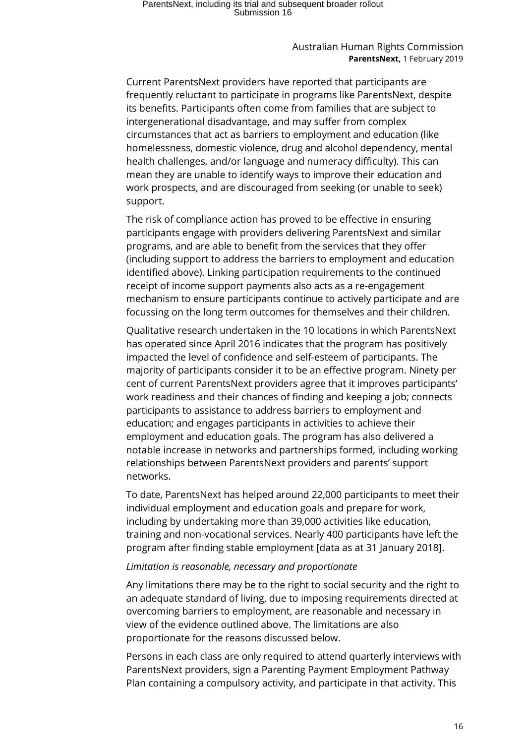Current ParentsNext providers have reported that participants are frequently reluctant to participate in programs like ParentsNext, despite its benefits. Participants often come from families that are subject to intergenerational disadvantage, and may suffer from complex circumstances that act as barriers to employment and education (like homelessness, domestic violence, drug and alcohol dependency, mental health challenges, and/or language and numeracy difficulty). This can mean they are unable to identify ways to improve their education and work prospects, and are discouraged from seeking (or unable to seek) support.

The risk of compliance action has proved to be effective in ensuring participants engage with providers delivering ParentsNext and similar programs, and are able to benefit from the services that they offer (including support to address the barriers to employment and education identified above). Linking participation requirements to the continued receipt of income support payments also acts as a re-engagement mechanism to ensure participants continue to actively participate and are focussing on the long term outcomes for themselves and their children.

Qualitative research undertaken in the 10 locations in which ParentsNext has operated since April 2016 indicates that the program has positively impacted the level of confidence and self-esteem of participants. The majority of participants consider it to be an effective program. Ninety per cent of current ParentsNext providers agree that it improves participants' work readiness and their chances of finding and keeping a job; connects participants to assistance to address barriers to employment and education; and engages participants in activities to achieve their employment and education goals. The program has also delivered a notable increase in networks and partnerships formed, including working relationships between ParentsNext providers and parents' support networks.

To date, ParentsNext has helped around 22,000 participants to meet their individual employment and education goals and prepare for work, including by undertaking more than 39,000 activities like education, training and non-vocational services. Nearly 400 participants have left the program after finding stable employment [data as at 31 January 2018].

*Limitation is reasonable, necessary and proportionate*

Any limitations there may be to the right to social security and the right to an adequate standard of living, due to imposing requirements directed at overcoming barriers to employment, are reasonable and necessary in view of the evidence outlined above. The limitations are also proportionate for the reasons discussed below.

Persons in each class are only required to attend quarterly interviews with ParentsNext providers, sign a Parenting Payment Employment Pathway Plan containing a compulsory activity, and participate in that activity. This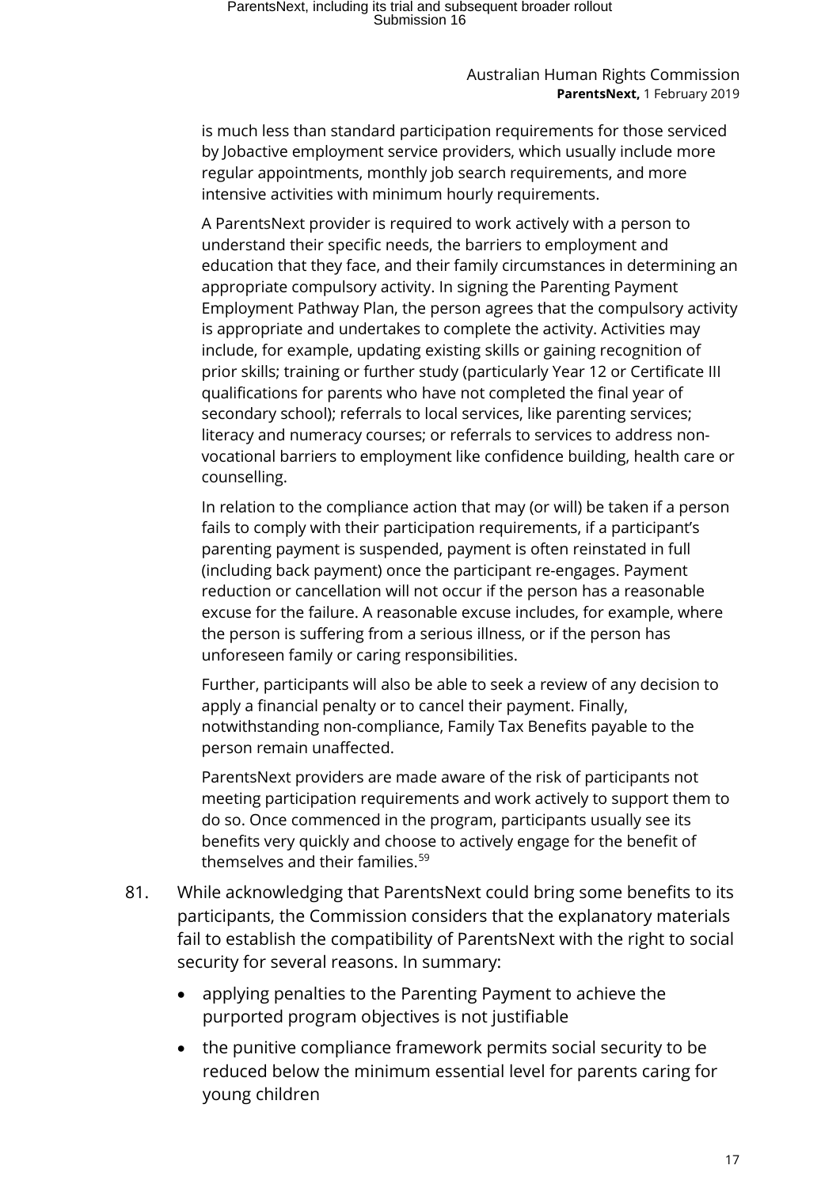is much less than standard participation requirements for those serviced by Jobactive employment service providers, which usually include more regular appointments, monthly job search requirements, and more intensive activities with minimum hourly requirements.

A ParentsNext provider is required to work actively with a person to understand their specific needs, the barriers to employment and education that they face, and their family circumstances in determining an appropriate compulsory activity. In signing the Parenting Payment Employment Pathway Plan, the person agrees that the compulsory activity is appropriate and undertakes to complete the activity. Activities may include, for example, updating existing skills or gaining recognition of prior skills; training or further study (particularly Year 12 or Certificate III qualifications for parents who have not completed the final year of secondary school); referrals to local services, like parenting services; literacy and numeracy courses; or referrals to services to address non-vocational barriers to employment like confidence building, health care or counselling.

In relation to the compliance action that may (or will) be taken if a person fails to comply with their participation requirements, if a participant's parenting payment is suspended, payment is often reinstated in full (including back payment) once the participant re-engages. Payment reduction or cancellation will not occur if the person has a reasonable excuse for the failure. A reasonable excuse includes, for example, where the person is suffering from a serious illness, or if the person has unforeseen family or caring responsibilities.

Further, participants will also be able to seek a review of any decision to apply a financial penalty or to cancel their payment. Finally, notwithstanding non-compliance, Family Tax Benefits payable to the person remain unaffected.

ParentsNext providers are made aware of the risk of participants not meeting participation requirements and work actively to support them to do so. Once commenced in the program, participants usually see its benefits very quickly and choose to actively engage for the benefit of themselves and their families.[59]

81. While acknowledging that ParentsNext could bring some benefits to its participants, the Commission considers that the explanatory materials fail to establish the compatibility of ParentsNext with the right to social security for several reasons. In summary:

- applying penalties to the Parenting Payment to achieve the purported program objectives is not justifiable
- the punitive compliance framework permits social security to be reduced below the minimum essential level for parents caring for young children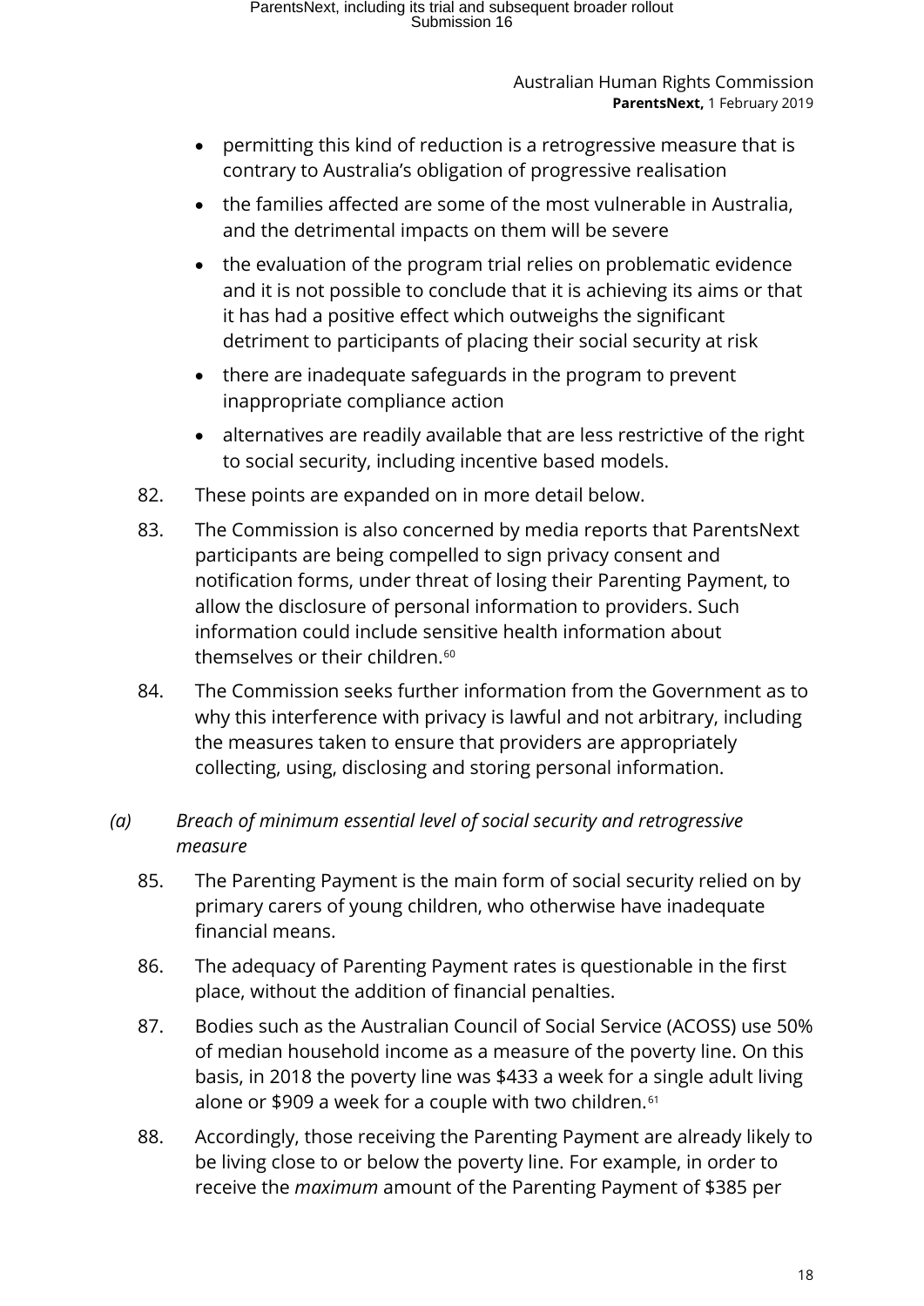- permitting this kind of reduction is a retrogressive measure that is contrary to Australia's obligation of progressive realisation
- the families affected are some of the most vulnerable in Australia, and the detrimental impacts on them will be severe
- the evaluation of the program trial relies on problematic evidence and it is not possible to conclude that it is achieving its aims or that it has had a positive effect which outweighs the significant detriment to participants of placing their social security at risk
- there are inadequate safeguards in the program to prevent inappropriate compliance action
- alternatives are readily available that are less restrictive of the right to social security, including incentive based models.

82. These points are expanded on in more detail below.

83. The Commission is also concerned by media reports that ParentsNext participants are being compelled to sign privacy consent and notification forms, under threat of losing their Parenting Payment, to allow the disclosure of personal information to providers. Such information could include sensitive health information about themselves or their children.[60]

84. The Commission seeks further information from the Government as to why this interference with privacy is lawful and not arbitrary, including the measures taken to ensure that providers are appropriately collecting, using, disclosing and storing personal information.

*(a) Breach of minimum essential level of social security and retrogressive measure*

85. The Parenting Payment is the main form of social security relied on by primary carers of young children, who otherwise have inadequate financial means.

86. The adequacy of Parenting Payment rates is questionable in the first place, without the addition of financial penalties.

87. Bodies such as the Australian Council of Social Service (ACOSS) use 50% of median household income as a measure of the poverty line. On this basis, in 2018 the poverty line was $433 a week for a single adult living alone or $909 a week for a couple with two children.[61]

88. Accordingly, those receiving the Parenting Payment are already likely to be living close to or below the poverty line. For example, in order to receive the *maximum* amount of the Parenting Payment of $385 per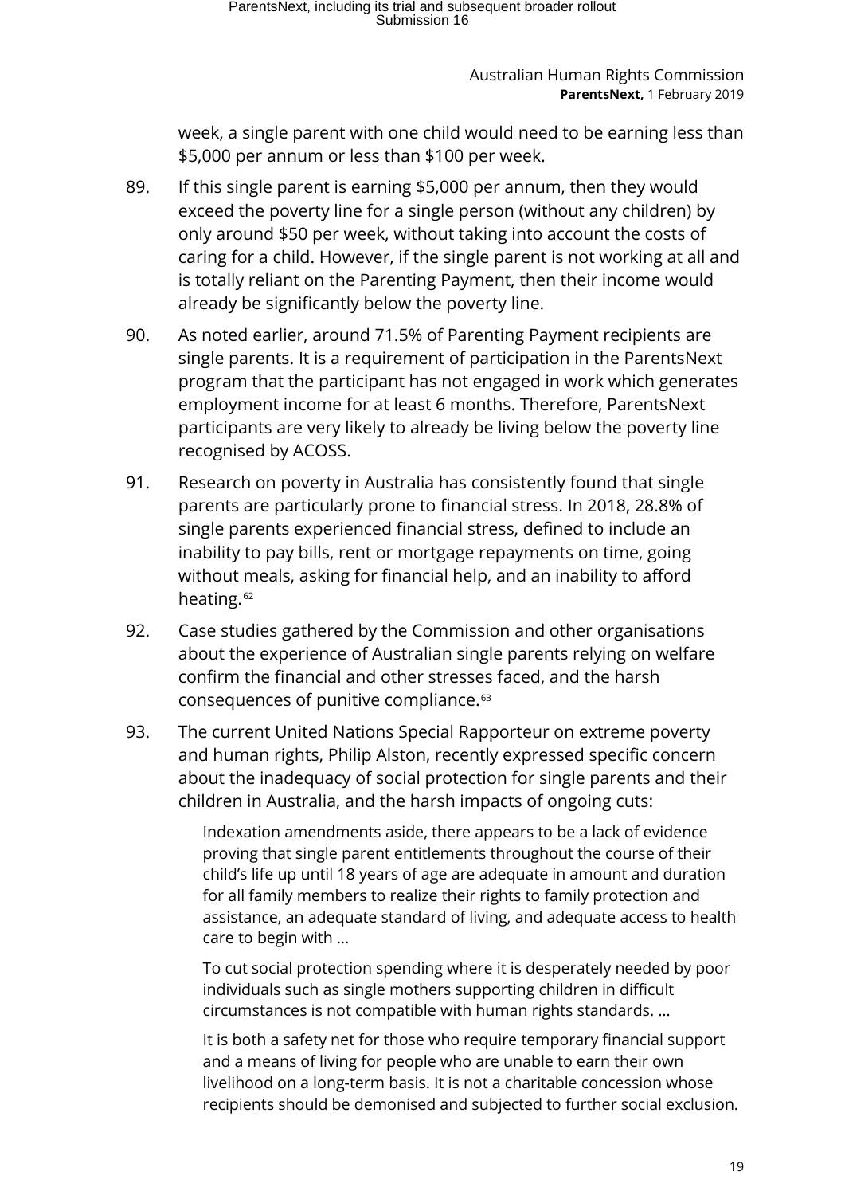week, a single parent with one child would need to be earning less than $5,000 per annum or less than $100 per week.

89. If this single parent is earning $5,000 per annum, then they would exceed the poverty line for a single person (without any children) by only around $50 per week, without taking into account the costs of caring for a child. However, if the single parent is not working at all and is totally reliant on the Parenting Payment, then their income would already be significantly below the poverty line.

90. As noted earlier, around 71.5% of Parenting Payment recipients are single parents. It is a requirement of participation in the ParentsNext program that the participant has not engaged in work which generates employment income for at least 6 months. Therefore, ParentsNext participants are very likely to already be living below the poverty line recognised by ACOSS.

91. Research on poverty in Australia has consistently found that single parents are particularly prone to financial stress. In 2018, 28.8% of single parents experienced financial stress, defined to include an inability to pay bills, rent or mortgage repayments on time, going without meals, asking for financial help, and an inability to afford heating.[62]

92. Case studies gathered by the Commission and other organisations about the experience of Australian single parents relying on welfare confirm the financial and other stresses faced, and the harsh consequences of punitive compliance.[63]

93. The current United Nations Special Rapporteur on extreme poverty and human rights, Philip Alston, recently expressed specific concern about the inadequacy of social protection for single parents and their children in Australia, and the harsh impacts of ongoing cuts:

> Indexation amendments aside, there appears to be a lack of evidence proving that single parent entitlements throughout the course of their child's life up until 18 years of age are adequate in amount and duration for all family members to realize their rights to family protection and assistance, an adequate standard of living, and adequate access to health care to begin with …
>
> To cut social protection spending where it is desperately needed by poor individuals such as single mothers supporting children in difficult circumstances is not compatible with human rights standards. …
>
> It is both a safety net for those who require temporary financial support and a means of living for people who are unable to earn their own livelihood on a long-term basis. It is not a charitable concession whose recipients should be demonised and subjected to further social exclusion.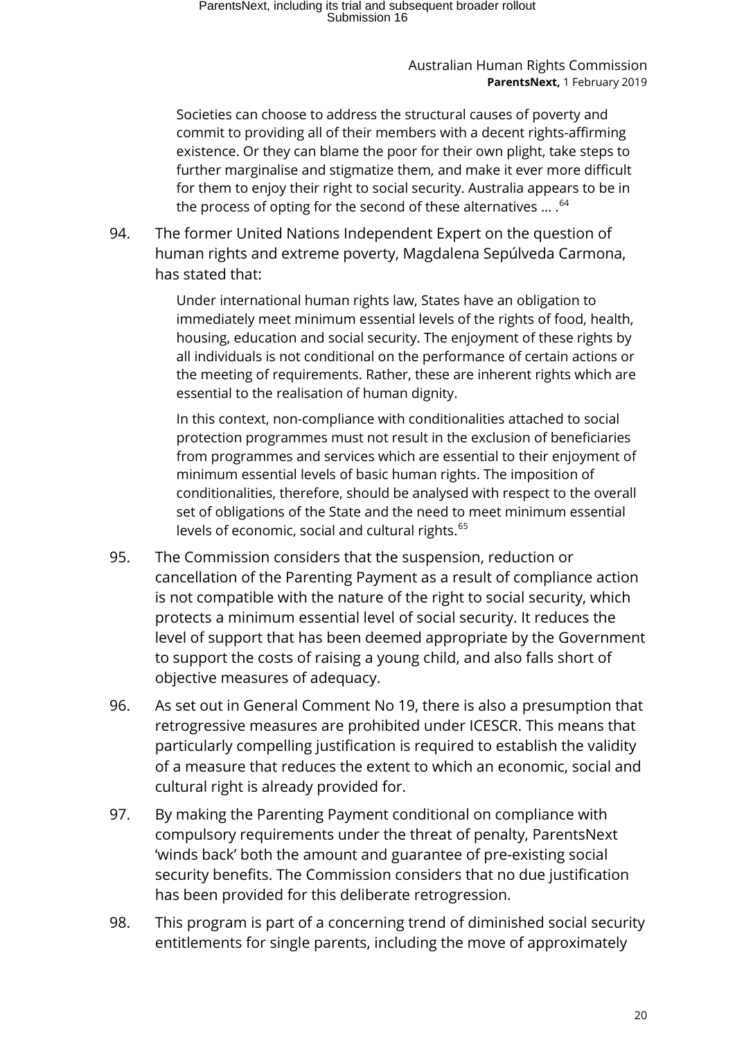> Societies can choose to address the structural causes of poverty and commit to providing all of their members with a decent rights-affirming existence. Or they can blame the poor for their own plight, take steps to further marginalise and stigmatize them, and make it ever more difficult for them to enjoy their right to social security. Australia appears to be in the process of opting for the second of these alternatives … .[64]

94. The former United Nations Independent Expert on the question of human rights and extreme poverty, Magdalena Sepúlveda Carmona, has stated that:

> Under international human rights law, States have an obligation to immediately meet minimum essential levels of the rights of food, health, housing, education and social security. The enjoyment of these rights by all individuals is not conditional on the performance of certain actions or the meeting of requirements. Rather, these are inherent rights which are essential to the realisation of human dignity.
>
> In this context, non-compliance with conditionalities attached to social protection programmes must not result in the exclusion of beneficiaries from programmes and services which are essential to their enjoyment of minimum essential levels of basic human rights. The imposition of conditionalities, therefore, should be analysed with respect to the overall set of obligations of the State and the need to meet minimum essential levels of economic, social and cultural rights.[65]

95. The Commission considers that the suspension, reduction or cancellation of the Parenting Payment as a result of compliance action is not compatible with the nature of the right to social security, which protects a minimum essential level of social security. It reduces the level of support that has been deemed appropriate by the Government to support the costs of raising a young child, and also falls short of objective measures of adequacy.

96. As set out in General Comment No 19, there is also a presumption that retrogressive measures are prohibited under ICESCR. This means that particularly compelling justification is required to establish the validity of a measure that reduces the extent to which an economic, social and cultural right is already provided for.

97. By making the Parenting Payment conditional on compliance with compulsory requirements under the threat of penalty, ParentsNext 'winds back' both the amount and guarantee of pre-existing social security benefits. The Commission considers that no due justification has been provided for this deliberate retrogression.

98. This program is part of a concerning trend of diminished social security entitlements for single parents, including the move of approximately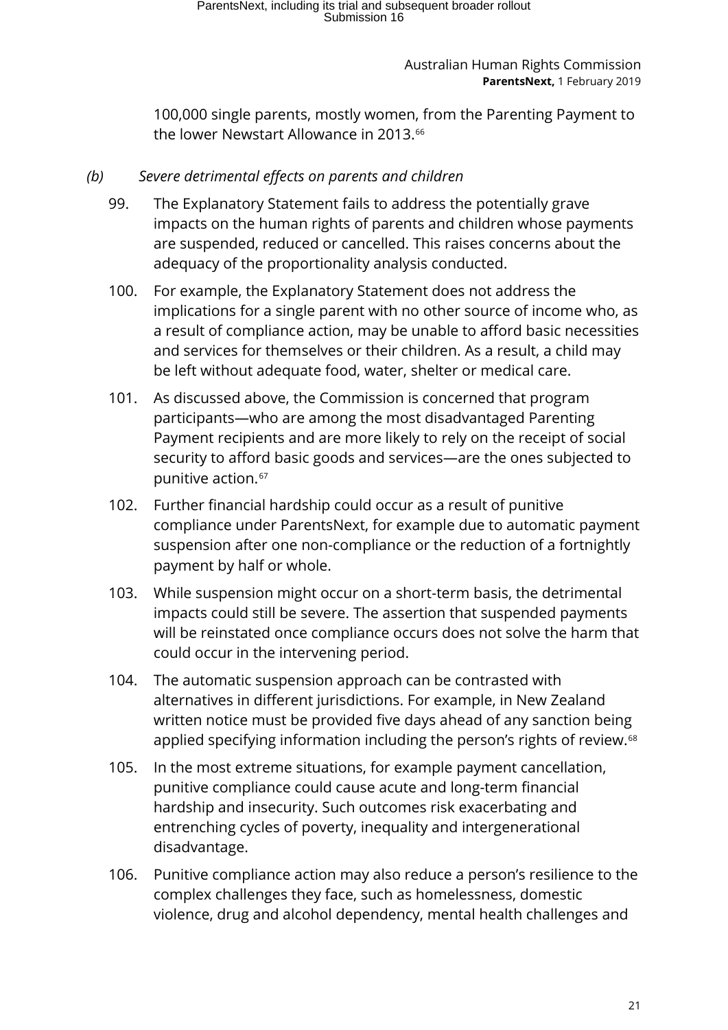100,000 single parents, mostly women, from the Parenting Payment to the lower Newstart Allowance in 2013.[66]

### *(b) Severe detrimental effects on parents and children*

99. The Explanatory Statement fails to address the potentially grave impacts on the human rights of parents and children whose payments are suspended, reduced or cancelled. This raises concerns about the adequacy of the proportionality analysis conducted.

100. For example, the Explanatory Statement does not address the implications for a single parent with no other source of income who, as a result of compliance action, may be unable to afford basic necessities and services for themselves or their children. As a result, a child may be left without adequate food, water, shelter or medical care.

101. As discussed above, the Commission is concerned that program participants—who are among the most disadvantaged Parenting Payment recipients and are more likely to rely on the receipt of social security to afford basic goods and services—are the ones subjected to punitive action.[67]

102. Further financial hardship could occur as a result of punitive compliance under ParentsNext, for example due to automatic payment suspension after one non-compliance or the reduction of a fortnightly payment by half or whole.

103. While suspension might occur on a short-term basis, the detrimental impacts could still be severe. The assertion that suspended payments will be reinstated once compliance occurs does not solve the harm that could occur in the intervening period.

104. The automatic suspension approach can be contrasted with alternatives in different jurisdictions. For example, in New Zealand written notice must be provided five days ahead of any sanction being applied specifying information including the person's rights of review.[68]

105. In the most extreme situations, for example payment cancellation, punitive compliance could cause acute and long-term financial hardship and insecurity. Such outcomes risk exacerbating and entrenching cycles of poverty, inequality and intergenerational disadvantage.

106. Punitive compliance action may also reduce a person's resilience to the complex challenges they face, such as homelessness, domestic violence, drug and alcohol dependency, mental health challenges and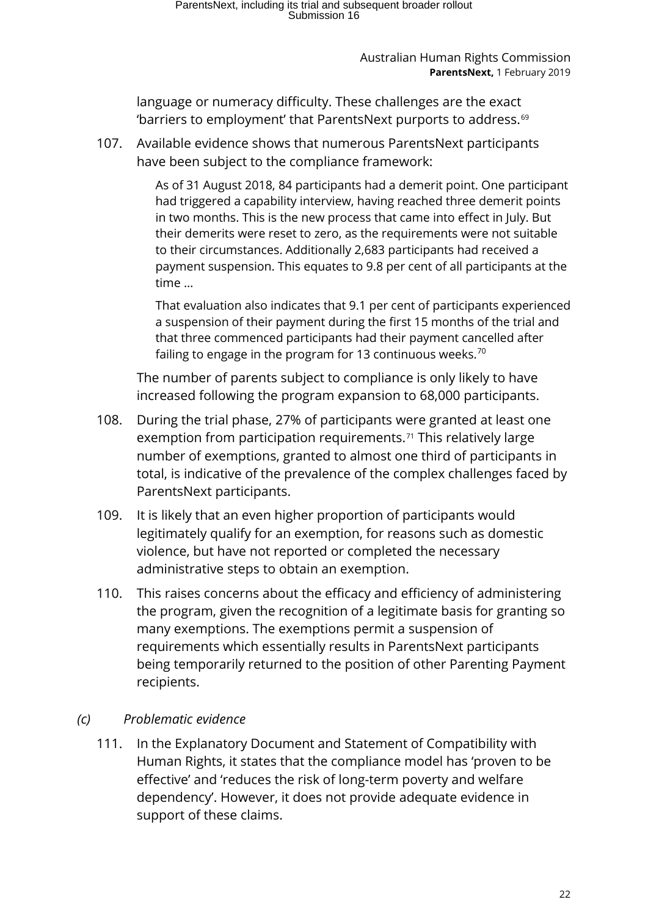language or numeracy difficulty. These challenges are the exact 'barriers to employment' that ParentsNext purports to address.[69]

107. Available evidence shows that numerous ParentsNext participants have been subject to the compliance framework:

> As of 31 August 2018, 84 participants had a demerit point. One participant had triggered a capability interview, having reached three demerit points in two months. This is the new process that came into effect in July. But their demerits were reset to zero, as the requirements were not suitable to their circumstances. Additionally 2,683 participants had received a payment suspension. This equates to 9.8 per cent of all participants at the time …
>
> That evaluation also indicates that 9.1 per cent of participants experienced a suspension of their payment during the first 15 months of the trial and that three commenced participants had their payment cancelled after failing to engage in the program for 13 continuous weeks.[70]

The number of parents subject to compliance is only likely to have increased following the program expansion to 68,000 participants.

108. During the trial phase, 27% of participants were granted at least one exemption from participation requirements.[71] This relatively large number of exemptions, granted to almost one third of participants in total, is indicative of the prevalence of the complex challenges faced by ParentsNext participants.

109. It is likely that an even higher proportion of participants would legitimately qualify for an exemption, for reasons such as domestic violence, but have not reported or completed the necessary administrative steps to obtain an exemption.

110. This raises concerns about the efficacy and efficiency of administering the program, given the recognition of a legitimate basis for granting so many exemptions. The exemptions permit a suspension of requirements which essentially results in ParentsNext participants being temporarily returned to the position of other Parenting Payment recipients.

### *(c) Problematic evidence*

111. In the Explanatory Document and Statement of Compatibility with Human Rights, it states that the compliance model has 'proven to be effective' and 'reduces the risk of long-term poverty and welfare dependency'. However, it does not provide adequate evidence in support of these claims.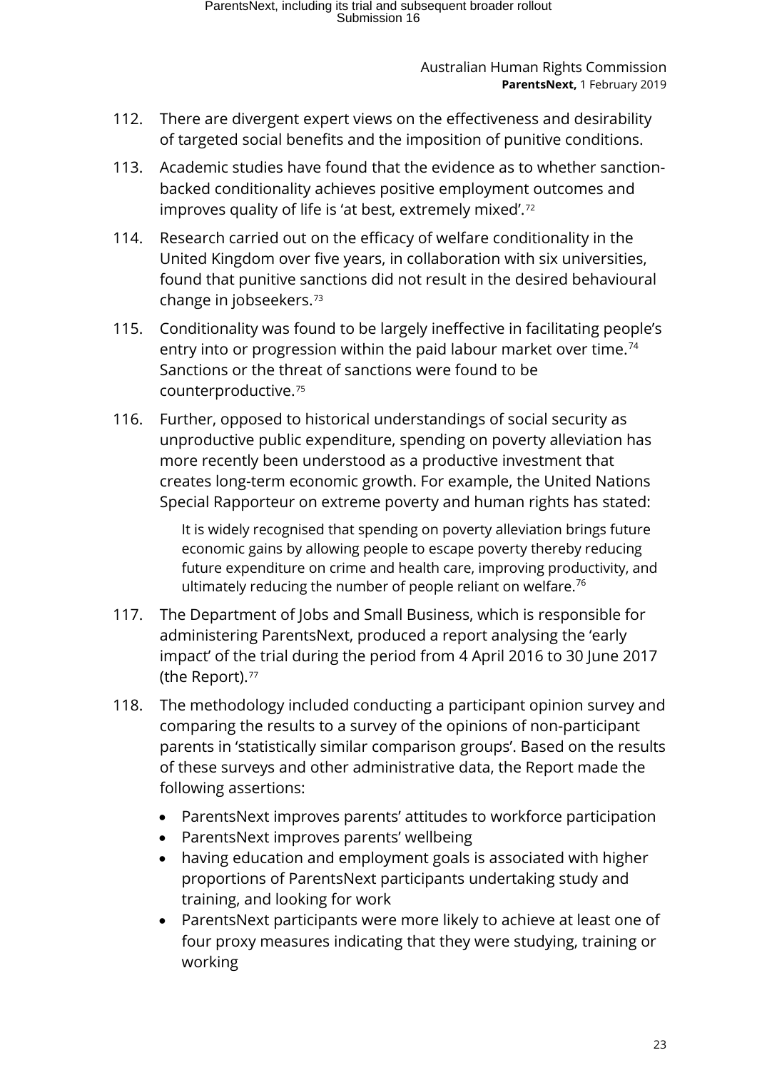112. There are divergent expert views on the effectiveness and desirability of targeted social benefits and the imposition of punitive conditions.

113. Academic studies have found that the evidence as to whether sanction-backed conditionality achieves positive employment outcomes and improves quality of life is 'at best, extremely mixed'.[72]

114. Research carried out on the efficacy of welfare conditionality in the United Kingdom over five years, in collaboration with six universities, found that punitive sanctions did not result in the desired behavioural change in jobseekers.[73]

115. Conditionality was found to be largely ineffective in facilitating people's entry into or progression within the paid labour market over time.[74] Sanctions or the threat of sanctions were found to be counterproductive.[75]

116. Further, opposed to historical understandings of social security as unproductive public expenditure, spending on poverty alleviation has more recently been understood as a productive investment that creates long-term economic growth. For example, the United Nations Special Rapporteur on extreme poverty and human rights has stated:

> It is widely recognised that spending on poverty alleviation brings future economic gains by allowing people to escape poverty thereby reducing future expenditure on crime and health care, improving productivity, and ultimately reducing the number of people reliant on welfare.[76]

117. The Department of Jobs and Small Business, which is responsible for administering ParentsNext, produced a report analysing the 'early impact' of the trial during the period from 4 April 2016 to 30 June 2017 (the Report).[77]

118. The methodology included conducting a participant opinion survey and comparing the results to a survey of the opinions of non-participant parents in 'statistically similar comparison groups'. Based on the results of these surveys and other administrative data, the Report made the following assertions:

    - ParentsNext improves parents' attitudes to workforce participation
    - ParentsNext improves parents' wellbeing
    - having education and employment goals is associated with higher proportions of ParentsNext participants undertaking study and training, and looking for work
    - ParentsNext participants were more likely to achieve at least one of four proxy measures indicating that they were studying, training or working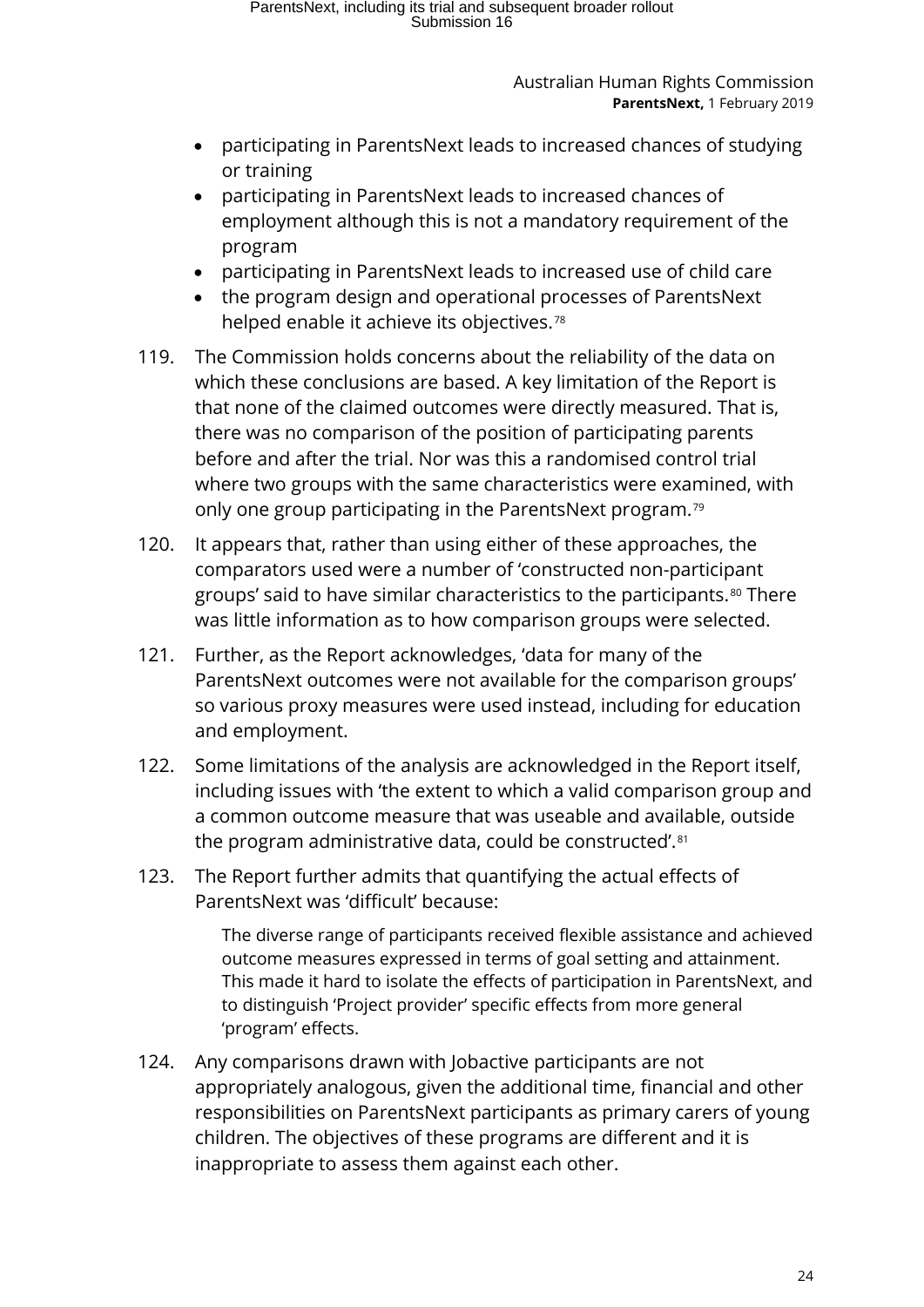- participating in ParentsNext leads to increased chances of studying or training
- participating in ParentsNext leads to increased chances of employment although this is not a mandatory requirement of the program
- participating in ParentsNext leads to increased use of child care
- the program design and operational processes of ParentsNext helped enable it achieve its objectives.[78]

119. The Commission holds concerns about the reliability of the data on which these conclusions are based. A key limitation of the Report is that none of the claimed outcomes were directly measured. That is, there was no comparison of the position of participating parents before and after the trial. Nor was this a randomised control trial where two groups with the same characteristics were examined, with only one group participating in the ParentsNext program.[79]

120. It appears that, rather than using either of these approaches, the comparators used were a number of 'constructed non-participant groups' said to have similar characteristics to the participants.[80] There was little information as to how comparison groups were selected.

121. Further, as the Report acknowledges, 'data for many of the ParentsNext outcomes were not available for the comparison groups' so various proxy measures were used instead, including for education and employment.

122. Some limitations of the analysis are acknowledged in the Report itself, including issues with 'the extent to which a valid comparison group and a common outcome measure that was useable and available, outside the program administrative data, could be constructed'.[81]

123. The Report further admits that quantifying the actual effects of ParentsNext was 'difficult' because:

> The diverse range of participants received flexible assistance and achieved outcome measures expressed in terms of goal setting and attainment. This made it hard to isolate the effects of participation in ParentsNext, and to distinguish 'Project provider' specific effects from more general 'program' effects.

124. Any comparisons drawn with Jobactive participants are not appropriately analogous, given the additional time, financial and other responsibilities on ParentsNext participants as primary carers of young children. The objectives of these programs are different and it is inappropriate to assess them against each other.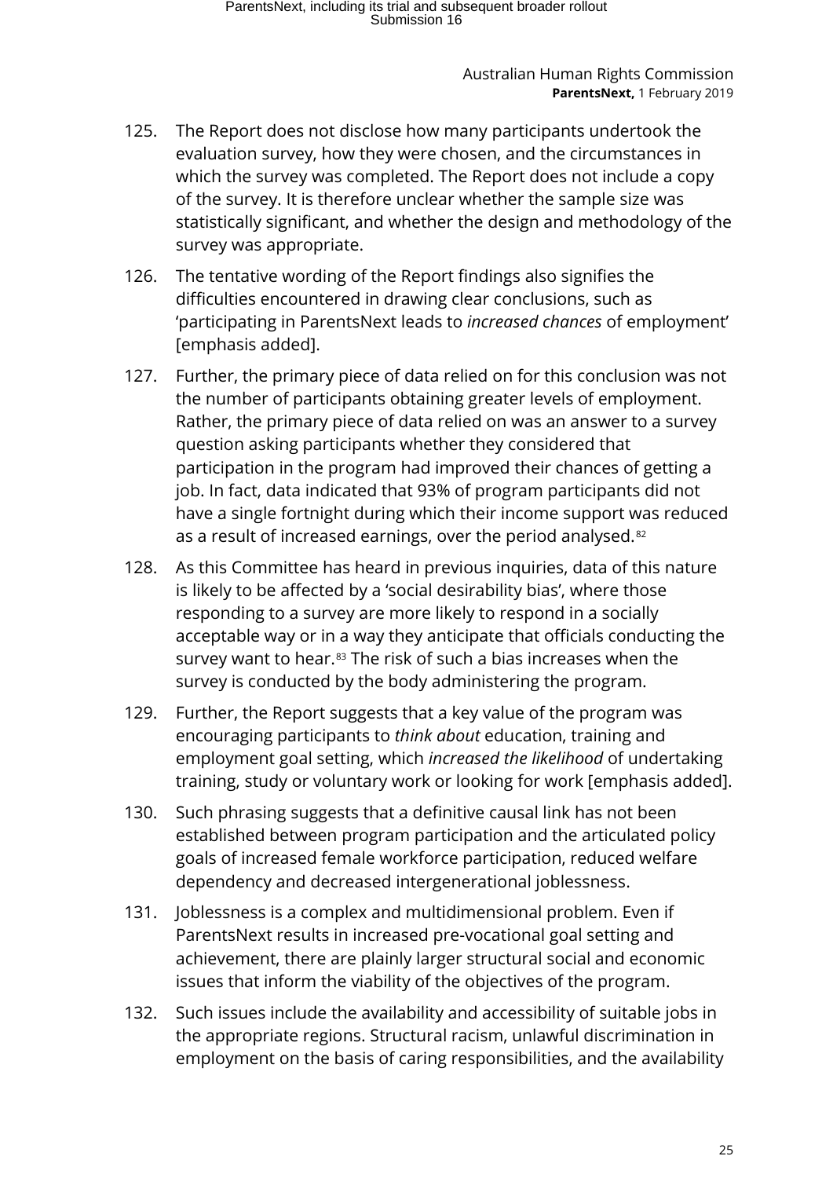125. The Report does not disclose how many participants undertook the evaluation survey, how they were chosen, and the circumstances in which the survey was completed. The Report does not include a copy of the survey. It is therefore unclear whether the sample size was statistically significant, and whether the design and methodology of the survey was appropriate.

126. The tentative wording of the Report findings also signifies the difficulties encountered in drawing clear conclusions, such as 'participating in ParentsNext leads to *increased chances* of employment' [emphasis added].

127. Further, the primary piece of data relied on for this conclusion was not the number of participants obtaining greater levels of employment. Rather, the primary piece of data relied on was an answer to a survey question asking participants whether they considered that participation in the program had improved their chances of getting a job. In fact, data indicated that 93% of program participants did not have a single fortnight during which their income support was reduced as a result of increased earnings, over the period analysed.[82]

128. As this Committee has heard in previous inquiries, data of this nature is likely to be affected by a 'social desirability bias', where those responding to a survey are more likely to respond in a socially acceptable way or in a way they anticipate that officials conducting the survey want to hear.[83] The risk of such a bias increases when the survey is conducted by the body administering the program.

129. Further, the Report suggests that a key value of the program was encouraging participants to *think about* education, training and employment goal setting, which *increased the likelihood* of undertaking training, study or voluntary work or looking for work [emphasis added].

130. Such phrasing suggests that a definitive causal link has not been established between program participation and the articulated policy goals of increased female workforce participation, reduced welfare dependency and decreased intergenerational joblessness.

131. Joblessness is a complex and multidimensional problem. Even if ParentsNext results in increased pre-vocational goal setting and achievement, there are plainly larger structural social and economic issues that inform the viability of the objectives of the program.

132. Such issues include the availability and accessibility of suitable jobs in the appropriate regions. Structural racism, unlawful discrimination in employment on the basis of caring responsibilities, and the availability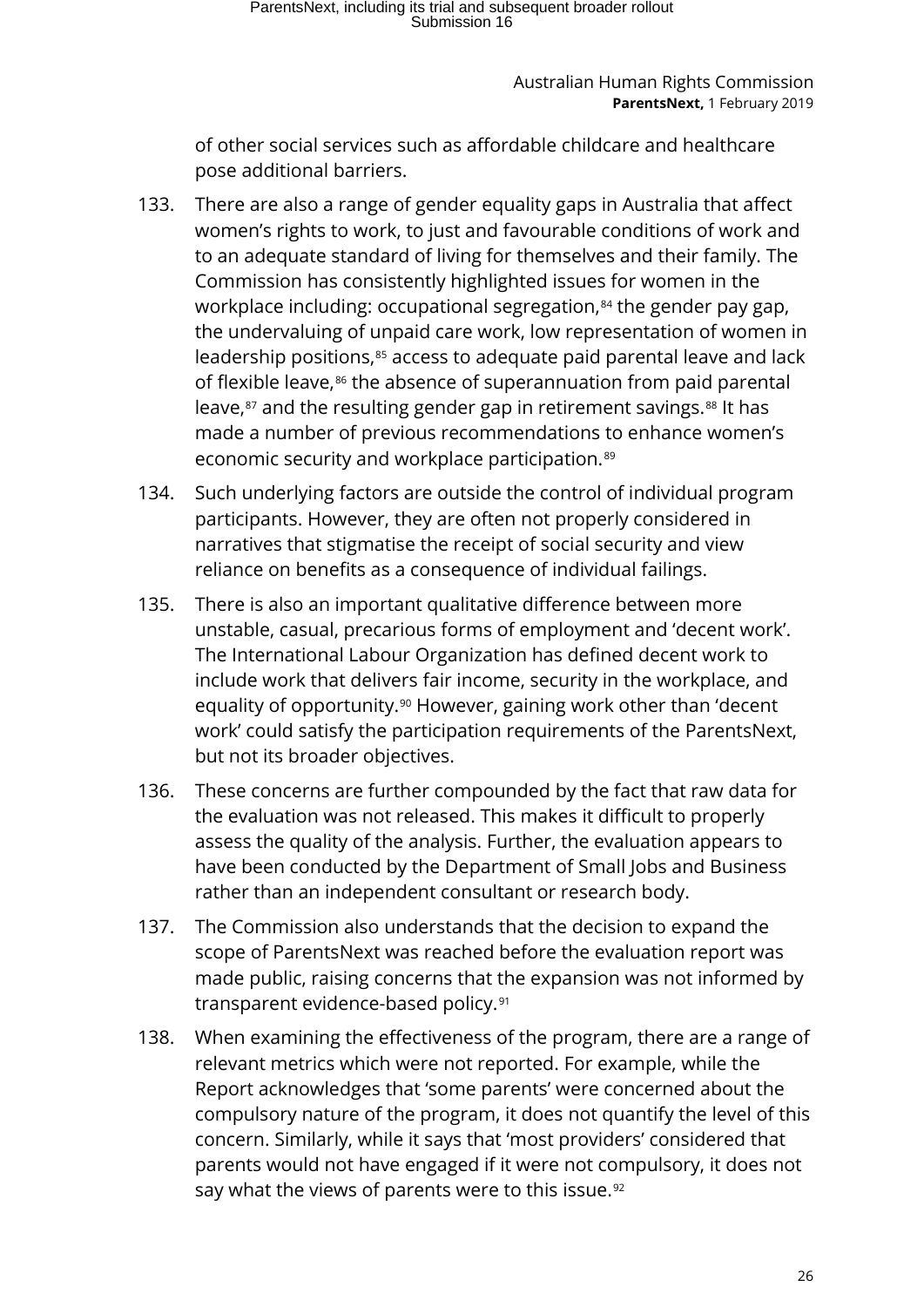of other social services such as affordable childcare and healthcare pose additional barriers.

133. There are also a range of gender equality gaps in Australia that affect women's rights to work, to just and favourable conditions of work and to an adequate standard of living for themselves and their family. The Commission has consistently highlighted issues for women in the workplace including: occupational segregation,[84] the gender pay gap, the undervaluing of unpaid care work, low representation of women in leadership positions,[85] access to adequate paid parental leave and lack of flexible leave,[86] the absence of superannuation from paid parental leave,[87] and the resulting gender gap in retirement savings.[88] It has made a number of previous recommendations to enhance women's economic security and workplace participation.[89]

134. Such underlying factors are outside the control of individual program participants. However, they are often not properly considered in narratives that stigmatise the receipt of social security and view reliance on benefits as a consequence of individual failings.

135. There is also an important qualitative difference between more unstable, casual, precarious forms of employment and 'decent work'. The International Labour Organization has defined decent work to include work that delivers fair income, security in the workplace, and equality of opportunity.[90] However, gaining work other than 'decent work' could satisfy the participation requirements of the ParentsNext, but not its broader objectives.

136. These concerns are further compounded by the fact that raw data for the evaluation was not released. This makes it difficult to properly assess the quality of the analysis. Further, the evaluation appears to have been conducted by the Department of Small Jobs and Business rather than an independent consultant or research body.

137. The Commission also understands that the decision to expand the scope of ParentsNext was reached before the evaluation report was made public, raising concerns that the expansion was not informed by transparent evidence-based policy.[91]

138. When examining the effectiveness of the program, there are a range of relevant metrics which were not reported. For example, while the Report acknowledges that 'some parents' were concerned about the compulsory nature of the program, it does not quantify the level of this concern. Similarly, while it says that 'most providers' considered that parents would not have engaged if it were not compulsory, it does not say what the views of parents were to this issue.[92]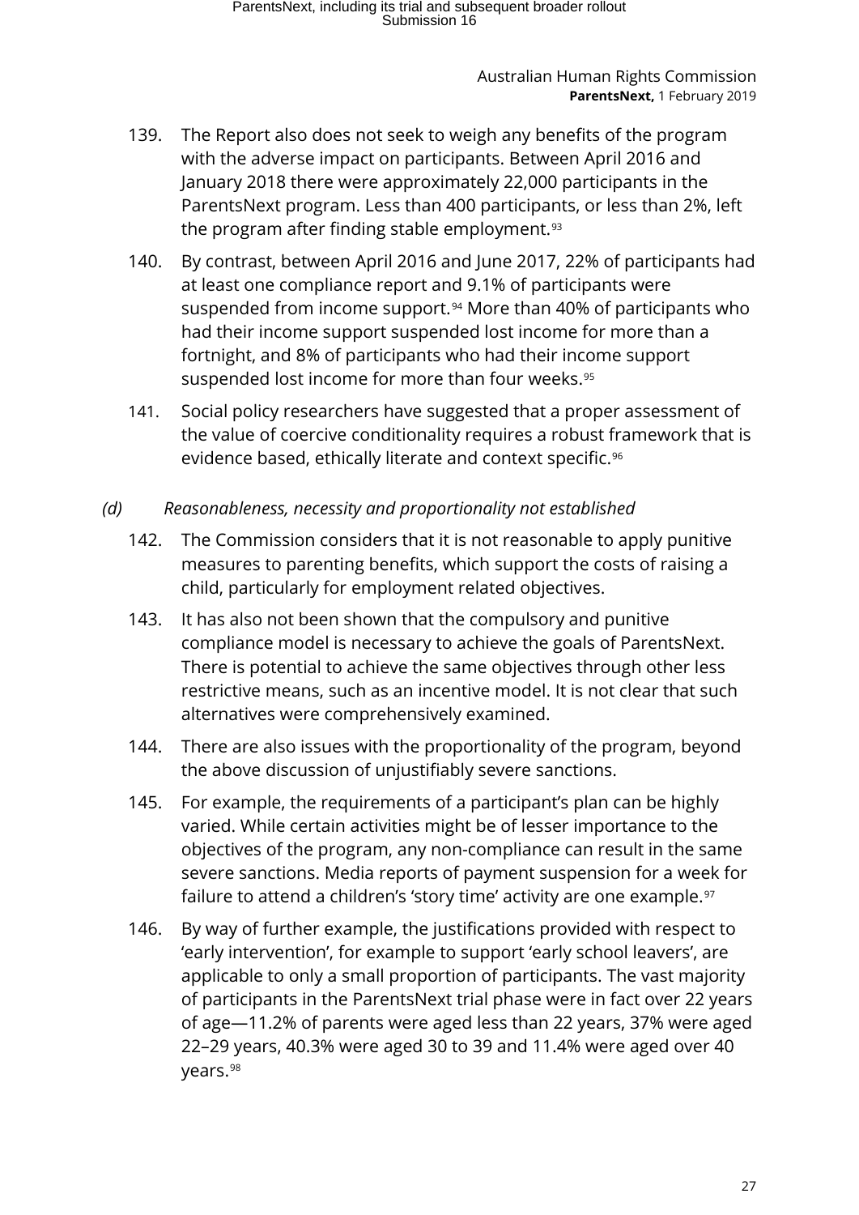139. The Report also does not seek to weigh any benefits of the program with the adverse impact on participants. Between April 2016 and January 2018 there were approximately 22,000 participants in the ParentsNext program. Less than 400 participants, or less than 2%, left the program after finding stable employment.[93]

140. By contrast, between April 2016 and June 2017, 22% of participants had at least one compliance report and 9.1% of participants were suspended from income support.[94] More than 40% of participants who had their income support suspended lost income for more than a fortnight, and 8% of participants who had their income support suspended lost income for more than four weeks.[95]

141. Social policy researchers have suggested that a proper assessment of the value of coercive conditionality requires a robust framework that is evidence based, ethically literate and context specific.[96]

*(d) Reasonableness, necessity and proportionality not established*

142. The Commission considers that it is not reasonable to apply punitive measures to parenting benefits, which support the costs of raising a child, particularly for employment related objectives.

143. It has also not been shown that the compulsory and punitive compliance model is necessary to achieve the goals of ParentsNext. There is potential to achieve the same objectives through other less restrictive means, such as an incentive model. It is not clear that such alternatives were comprehensively examined.

144. There are also issues with the proportionality of the program, beyond the above discussion of unjustifiably severe sanctions.

145. For example, the requirements of a participant's plan can be highly varied. While certain activities might be of lesser importance to the objectives of the program, any non-compliance can result in the same severe sanctions. Media reports of payment suspension for a week for failure to attend a children's 'story time' activity are one example.[97]

146. By way of further example, the justifications provided with respect to 'early intervention', for example to support 'early school leavers', are applicable to only a small proportion of participants. The vast majority of participants in the ParentsNext trial phase were in fact over 22 years of age—11.2% of parents were aged less than 22 years, 37% were aged 22–29 years, 40.3% were aged 30 to 39 and 11.4% were aged over 40 years.[98]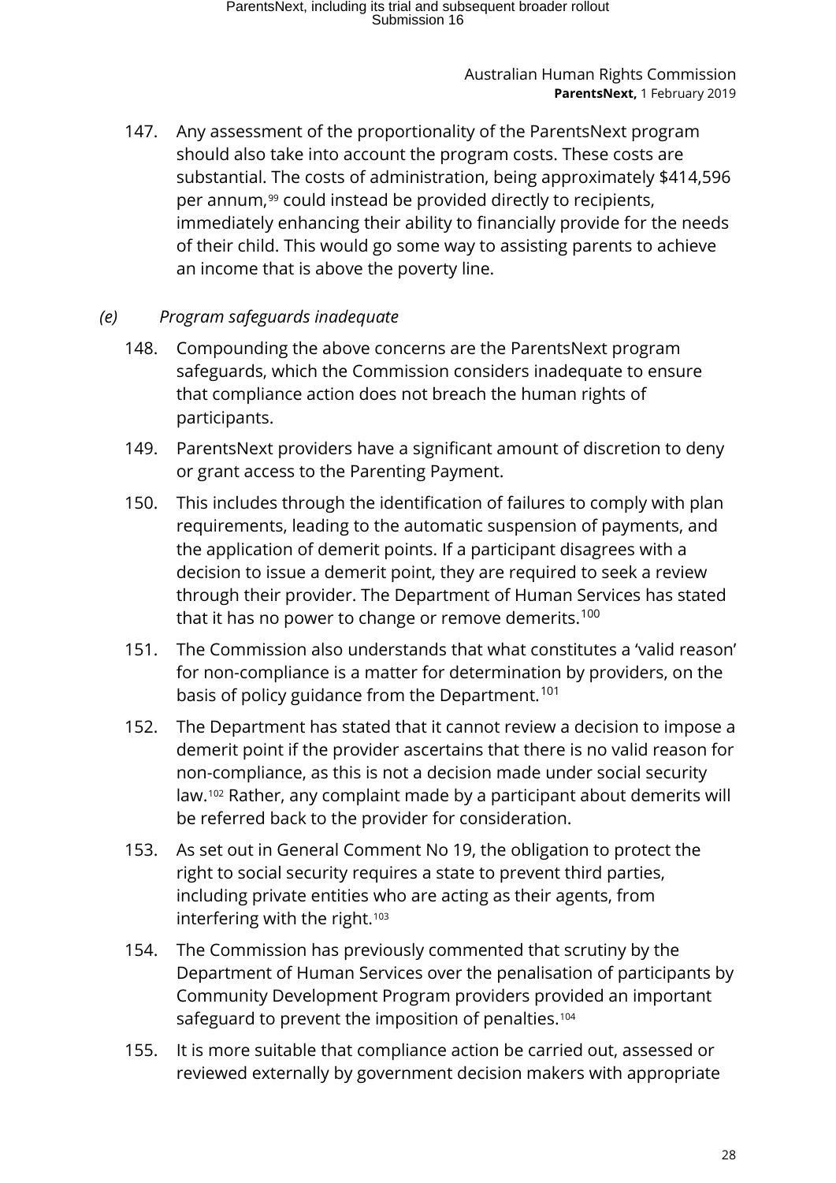147. Any assessment of the proportionality of the ParentsNext program should also take into account the program costs. These costs are substantial. The costs of administration, being approximately $414,596 per annum,[99] could instead be provided directly to recipients, immediately enhancing their ability to financially provide for the needs of their child. This would go some way to assisting parents to achieve an income that is above the poverty line.

*(e) Program safeguards inadequate*

148. Compounding the above concerns are the ParentsNext program safeguards, which the Commission considers inadequate to ensure that compliance action does not breach the human rights of participants.

149. ParentsNext providers have a significant amount of discretion to deny or grant access to the Parenting Payment.

150. This includes through the identification of failures to comply with plan requirements, leading to the automatic suspension of payments, and the application of demerit points. If a participant disagrees with a decision to issue a demerit point, they are required to seek a review through their provider. The Department of Human Services has stated that it has no power to change or remove demerits.[100]

151. The Commission also understands that what constitutes a 'valid reason' for non-compliance is a matter for determination by providers, on the basis of policy guidance from the Department.[101]

152. The Department has stated that it cannot review a decision to impose a demerit point if the provider ascertains that there is no valid reason for non-compliance, as this is not a decision made under social security law.[102] Rather, any complaint made by a participant about demerits will be referred back to the provider for consideration.

153. As set out in General Comment No 19, the obligation to protect the right to social security requires a state to prevent third parties, including private entities who are acting as their agents, from interfering with the right.[103]

154. The Commission has previously commented that scrutiny by the Department of Human Services over the penalisation of participants by Community Development Program providers provided an important safeguard to prevent the imposition of penalties.[104]

155. It is more suitable that compliance action be carried out, assessed or reviewed externally by government decision makers with appropriate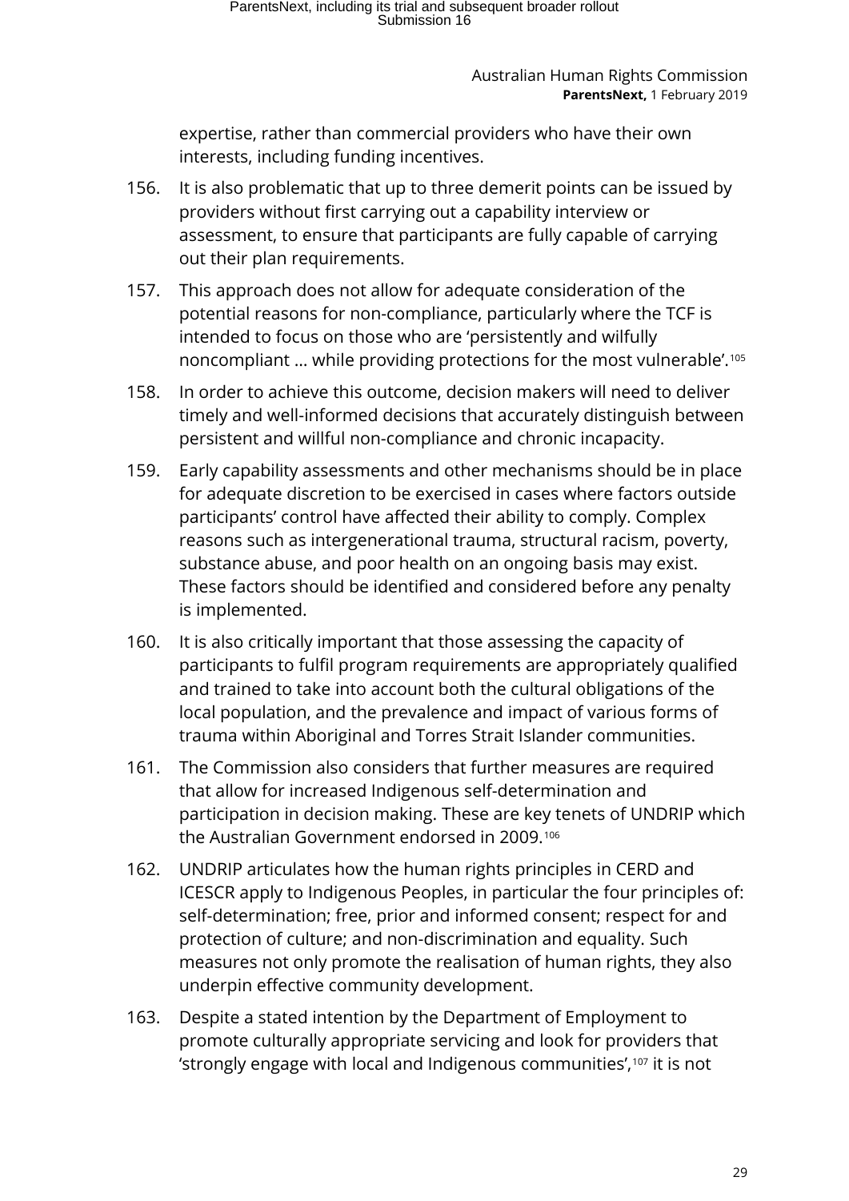expertise, rather than commercial providers who have their own interests, including funding incentives.

156. It is also problematic that up to three demerit points can be issued by providers without first carrying out a capability interview or assessment, to ensure that participants are fully capable of carrying out their plan requirements.

157. This approach does not allow for adequate consideration of the potential reasons for non-compliance, particularly where the TCF is intended to focus on those who are 'persistently and wilfully noncompliant … while providing protections for the most vulnerable'.[105]

158. In order to achieve this outcome, decision makers will need to deliver timely and well-informed decisions that accurately distinguish between persistent and willful non-compliance and chronic incapacity.

159. Early capability assessments and other mechanisms should be in place for adequate discretion to be exercised in cases where factors outside participants' control have affected their ability to comply. Complex reasons such as intergenerational trauma, structural racism, poverty, substance abuse, and poor health on an ongoing basis may exist. These factors should be identified and considered before any penalty is implemented.

160. It is also critically important that those assessing the capacity of participants to fulfil program requirements are appropriately qualified and trained to take into account both the cultural obligations of the local population, and the prevalence and impact of various forms of trauma within Aboriginal and Torres Strait Islander communities.

161. The Commission also considers that further measures are required that allow for increased Indigenous self-determination and participation in decision making. These are key tenets of UNDRIP which the Australian Government endorsed in 2009.[106]

162. UNDRIP articulates how the human rights principles in CERD and ICESCR apply to Indigenous Peoples, in particular the four principles of: self-determination; free, prior and informed consent; respect for and protection of culture; and non-discrimination and equality. Such measures not only promote the realisation of human rights, they also underpin effective community development.

163. Despite a stated intention by the Department of Employment to promote culturally appropriate servicing and look for providers that 'strongly engage with local and Indigenous communities',[107] it is not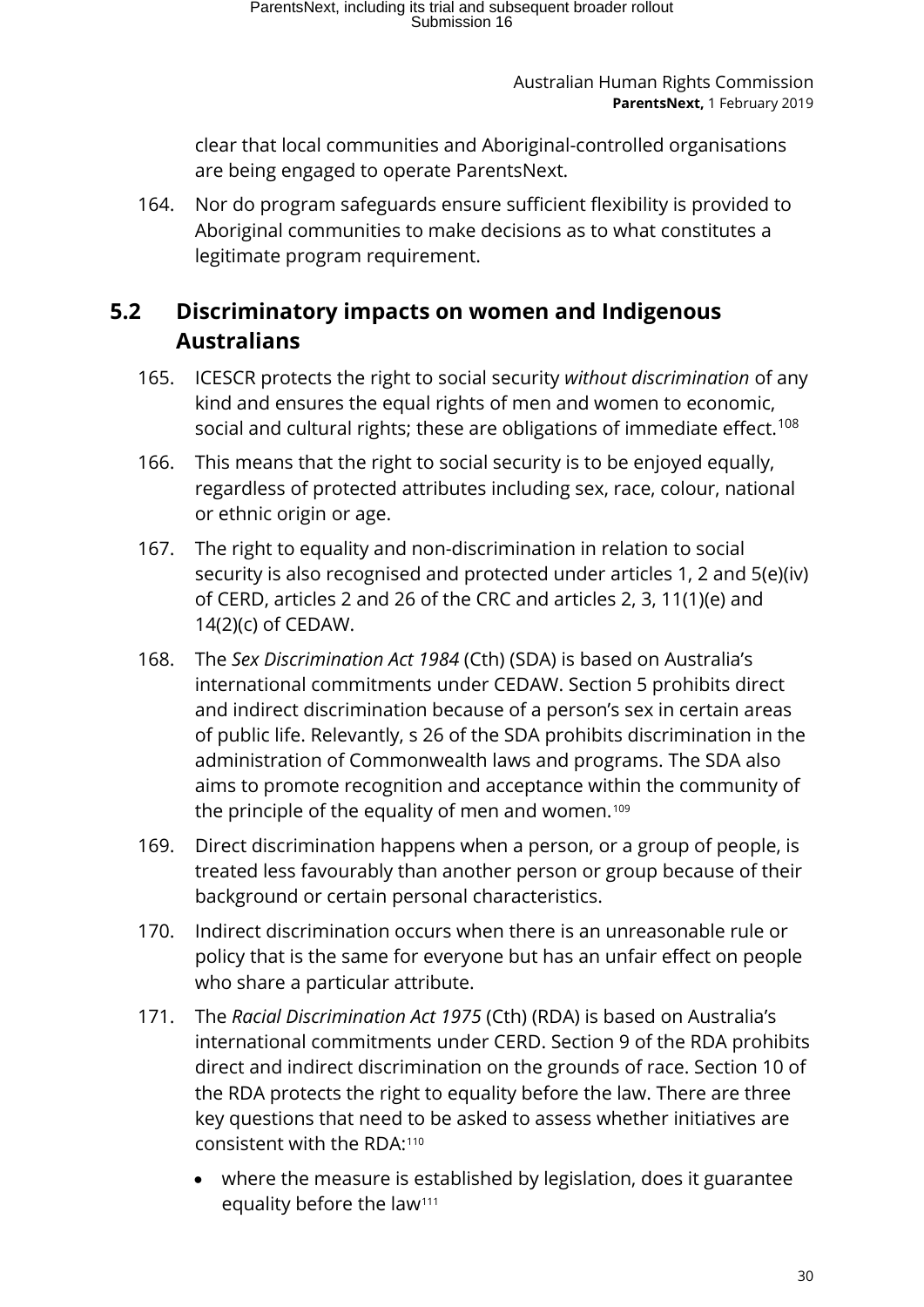clear that local communities and Aboriginal-controlled organisations are being engaged to operate ParentsNext.

164. Nor do program safeguards ensure sufficient flexibility is provided to Aboriginal communities to make decisions as to what constitutes a legitimate program requirement.

## 5.2 Discriminatory impacts on women and Indigenous Australians

165. ICESCR protects the right to social security *without discrimination* of any kind and ensures the equal rights of men and women to economic, social and cultural rights; these are obligations of immediate effect.[108]

166. This means that the right to social security is to be enjoyed equally, regardless of protected attributes including sex, race, colour, national or ethnic origin or age.

167. The right to equality and non-discrimination in relation to social security is also recognised and protected under articles 1, 2 and 5(e)(iv) of CERD, articles 2 and 26 of the CRC and articles 2, 3, 11(1)(e) and 14(2)(c) of CEDAW.

168. The *Sex Discrimination Act 1984* (Cth) (SDA) is based on Australia's international commitments under CEDAW. Section 5 prohibits direct and indirect discrimination because of a person's sex in certain areas of public life. Relevantly, s 26 of the SDA prohibits discrimination in the administration of Commonwealth laws and programs. The SDA also aims to promote recognition and acceptance within the community of the principle of the equality of men and women.[109]

169. Direct discrimination happens when a person, or a group of people, is treated less favourably than another person or group because of their background or certain personal characteristics.

170. Indirect discrimination occurs when there is an unreasonable rule or policy that is the same for everyone but has an unfair effect on people who share a particular attribute.

171. The *Racial Discrimination Act 1975* (Cth) (RDA) is based on Australia's international commitments under CERD. Section 9 of the RDA prohibits direct and indirect discrimination on the grounds of race. Section 10 of the RDA protects the right to equality before the law. There are three key questions that need to be asked to assess whether initiatives are consistent with the RDA:[110]

    - where the measure is established by legislation, does it guarantee equality before the law[111]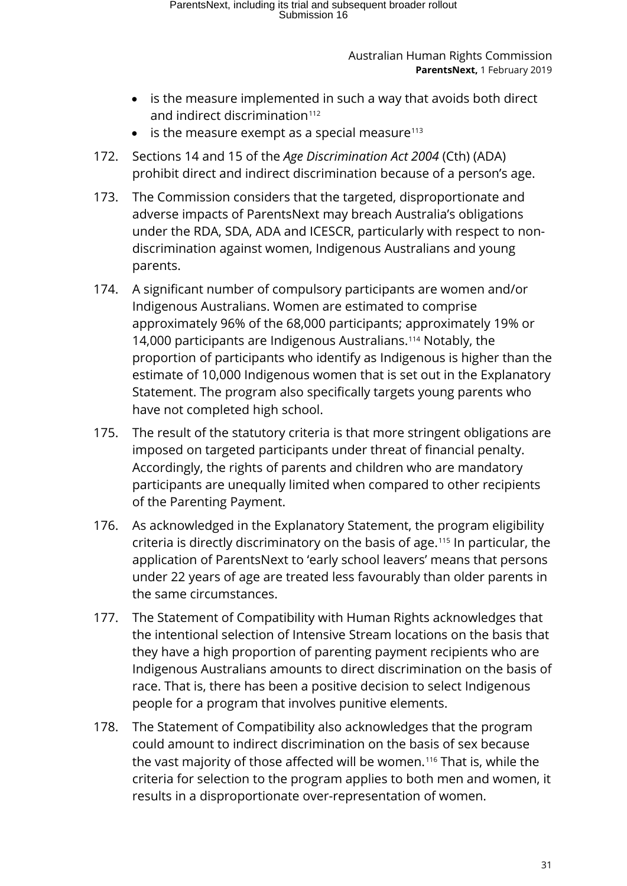- is the measure implemented in such a way that avoids both direct and indirect discrimination[112]
- is the measure exempt as a special measure[113]

172. Sections 14 and 15 of the *Age Discrimination Act 2004* (Cth) (ADA) prohibit direct and indirect discrimination because of a person's age.

173. The Commission considers that the targeted, disproportionate and adverse impacts of ParentsNext may breach Australia's obligations under the RDA, SDA, ADA and ICESCR, particularly with respect to non-discrimination against women, Indigenous Australians and young parents.

174. A significant number of compulsory participants are women and/or Indigenous Australians. Women are estimated to comprise approximately 96% of the 68,000 participants; approximately 19% or 14,000 participants are Indigenous Australians.[114] Notably, the proportion of participants who identify as Indigenous is higher than the estimate of 10,000 Indigenous women that is set out in the Explanatory Statement. The program also specifically targets young parents who have not completed high school.

175. The result of the statutory criteria is that more stringent obligations are imposed on targeted participants under threat of financial penalty. Accordingly, the rights of parents and children who are mandatory participants are unequally limited when compared to other recipients of the Parenting Payment.

176. As acknowledged in the Explanatory Statement, the program eligibility criteria is directly discriminatory on the basis of age.[115] In particular, the application of ParentsNext to 'early school leavers' means that persons under 22 years of age are treated less favourably than older parents in the same circumstances.

177. The Statement of Compatibility with Human Rights acknowledges that the intentional selection of Intensive Stream locations on the basis that they have a high proportion of parenting payment recipients who are Indigenous Australians amounts to direct discrimination on the basis of race. That is, there has been a positive decision to select Indigenous people for a program that involves punitive elements.

178. The Statement of Compatibility also acknowledges that the program could amount to indirect discrimination on the basis of sex because the vast majority of those affected will be women.[116] That is, while the criteria for selection to the program applies to both men and women, it results in a disproportionate over-representation of women.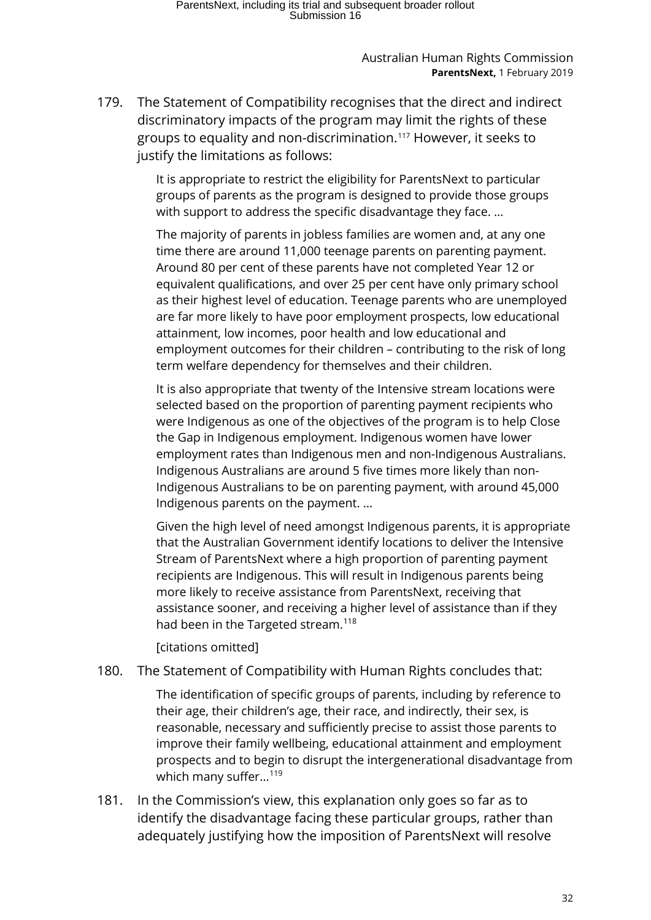179. The Statement of Compatibility recognises that the direct and indirect discriminatory impacts of the program may limit the rights of these groups to equality and non-discrimination.[117] However, it seeks to justify the limitations as follows:

> It is appropriate to restrict the eligibility for ParentsNext to particular groups of parents as the program is designed to provide those groups with support to address the specific disadvantage they face. …
>
> The majority of parents in jobless families are women and, at any one time there are around 11,000 teenage parents on parenting payment. Around 80 per cent of these parents have not completed Year 12 or equivalent qualifications, and over 25 per cent have only primary school as their highest level of education. Teenage parents who are unemployed are far more likely to have poor employment prospects, low educational attainment, low incomes, poor health and low educational and employment outcomes for their children – contributing to the risk of long term welfare dependency for themselves and their children.
>
> It is also appropriate that twenty of the Intensive stream locations were selected based on the proportion of parenting payment recipients who were Indigenous as one of the objectives of the program is to help Close the Gap in Indigenous employment. Indigenous women have lower employment rates than Indigenous men and non-Indigenous Australians. Indigenous Australians are around 5 five times more likely than non-Indigenous Australians to be on parenting payment, with around 45,000 Indigenous parents on the payment. …
>
> Given the high level of need amongst Indigenous parents, it is appropriate that the Australian Government identify locations to deliver the Intensive Stream of ParentsNext where a high proportion of parenting payment recipients are Indigenous. This will result in Indigenous parents being more likely to receive assistance from ParentsNext, receiving that assistance sooner, and receiving a higher level of assistance than if they had been in the Targeted stream.[118]
>
> [citations omitted]

180. The Statement of Compatibility with Human Rights concludes that:

> The identification of specific groups of parents, including by reference to their age, their children's age, their race, and indirectly, their sex, is reasonable, necessary and sufficiently precise to assist those parents to improve their family wellbeing, educational attainment and employment prospects and to begin to disrupt the intergenerational disadvantage from which many suffer…[119]

181. In the Commission's view, this explanation only goes so far as to identify the disadvantage facing these particular groups, rather than adequately justifying how the imposition of ParentsNext will resolve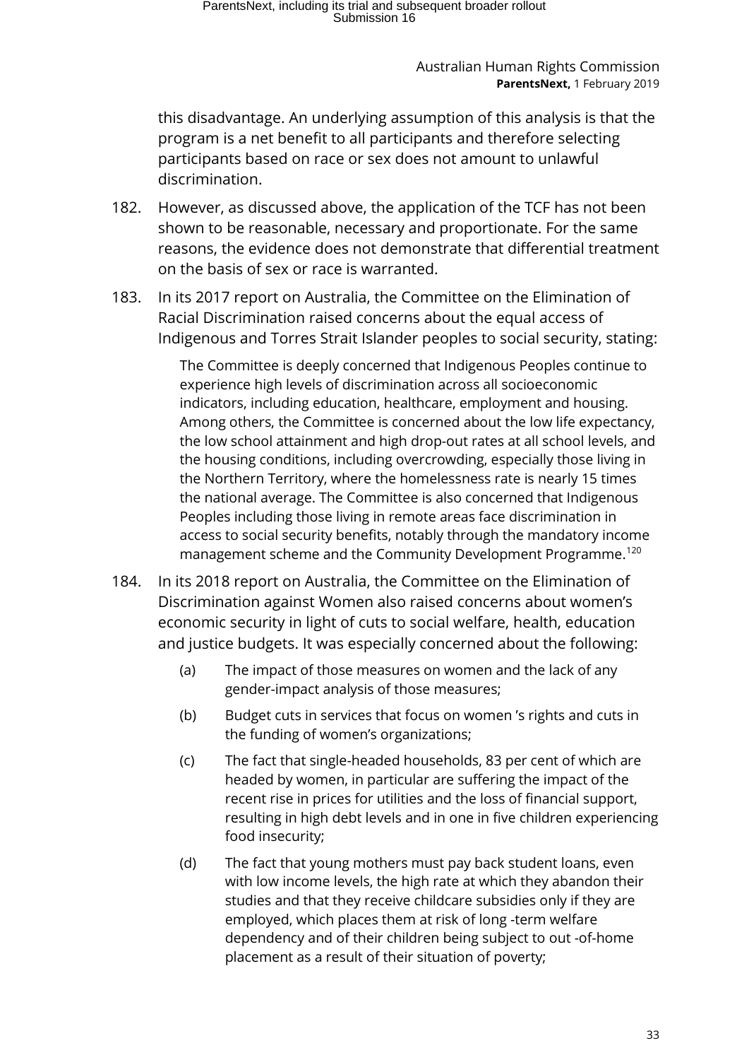this disadvantage. An underlying assumption of this analysis is that the program is a net benefit to all participants and therefore selecting participants based on race or sex does not amount to unlawful discrimination.

182. However, as discussed above, the application of the TCF has not been shown to be reasonable, necessary and proportionate. For the same reasons, the evidence does not demonstrate that differential treatment on the basis of sex or race is warranted.

183. In its 2017 report on Australia, the Committee on the Elimination of Racial Discrimination raised concerns about the equal access of Indigenous and Torres Strait Islander peoples to social security, stating:

> The Committee is deeply concerned that Indigenous Peoples continue to experience high levels of discrimination across all socioeconomic indicators, including education, healthcare, employment and housing. Among others, the Committee is concerned about the low life expectancy, the low school attainment and high drop-out rates at all school levels, and the housing conditions, including overcrowding, especially those living in the Northern Territory, where the homelessness rate is nearly 15 times the national average. The Committee is also concerned that Indigenous Peoples including those living in remote areas face discrimination in access to social security benefits, notably through the mandatory income management scheme and the Community Development Programme.[120]

184. In its 2018 report on Australia, the Committee on the Elimination of Discrimination against Women also raised concerns about women's economic security in light of cuts to social welfare, health, education and justice budgets. It was especially concerned about the following:

    (a) The impact of those measures on women and the lack of any gender-impact analysis of those measures;

    (b) Budget cuts in services that focus on women 's rights and cuts in the funding of women's organizations;

    (c) The fact that single-headed households, 83 per cent of which are headed by women, in particular are suffering the impact of the recent rise in prices for utilities and the loss of financial support, resulting in high debt levels and in one in five children experiencing food insecurity;

    (d) The fact that young mothers must pay back student loans, even with low income levels, the high rate at which they abandon their studies and that they receive childcare subsidies only if they are employed, which places them at risk of long -term welfare dependency and of their children being subject to out -of-home placement as a result of their situation of poverty;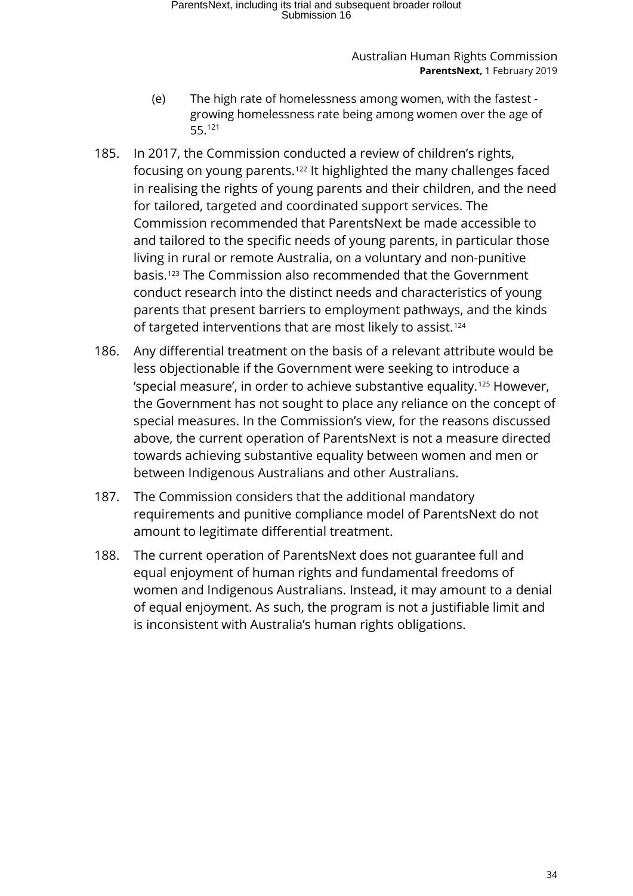(e) The high rate of homelessness among women, with the fastest - growing homelessness rate being among women over the age of 55.[121]

185. In 2017, the Commission conducted a review of children's rights, focusing on young parents.[122] It highlighted the many challenges faced in realising the rights of young parents and their children, and the need for tailored, targeted and coordinated support services. The Commission recommended that ParentsNext be made accessible to and tailored to the specific needs of young parents, in particular those living in rural or remote Australia, on a voluntary and non-punitive basis.[123] The Commission also recommended that the Government conduct research into the distinct needs and characteristics of young parents that present barriers to employment pathways, and the kinds of targeted interventions that are most likely to assist.[124]

186. Any differential treatment on the basis of a relevant attribute would be less objectionable if the Government were seeking to introduce a 'special measure', in order to achieve substantive equality.[125] However, the Government has not sought to place any reliance on the concept of special measures. In the Commission's view, for the reasons discussed above, the current operation of ParentsNext is not a measure directed towards achieving substantive equality between women and men or between Indigenous Australians and other Australians.

187. The Commission considers that the additional mandatory requirements and punitive compliance model of ParentsNext do not amount to legitimate differential treatment.

188. The current operation of ParentsNext does not guarantee full and equal enjoyment of human rights and fundamental freedoms of women and Indigenous Australians. Instead, it may amount to a denial of equal enjoyment. As such, the program is not a justifiable limit and is inconsistent with Australia's human rights obligations.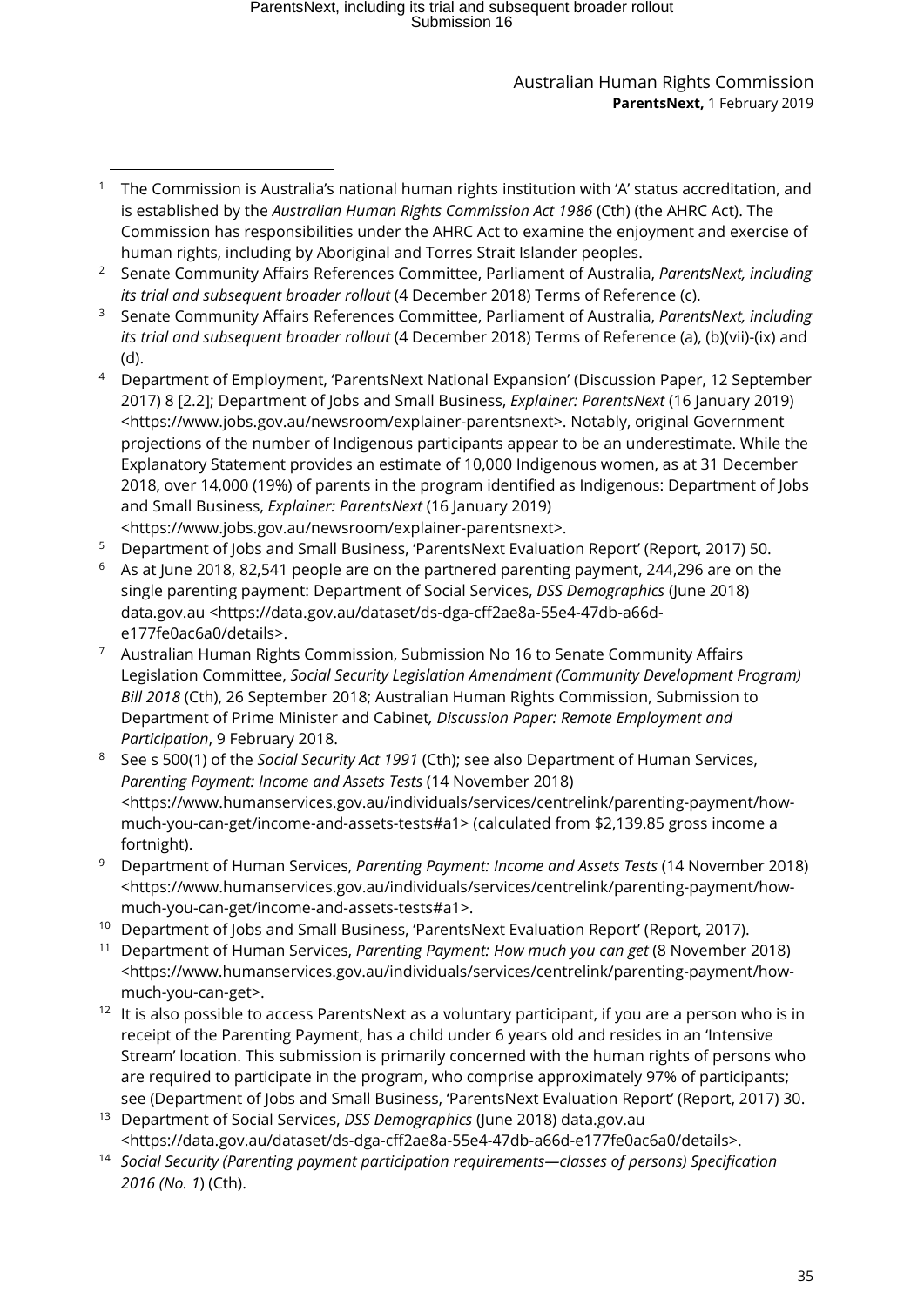[1] The Commission is Australia's national human rights institution with 'A' status accreditation, and is established by the *Australian Human Rights Commission Act 1986* (Cth) (the AHRC Act). The Commission has responsibilities under the AHRC Act to examine the enjoyment and exercise of human rights, including by Aboriginal and Torres Strait Islander peoples.

[2] Senate Community Affairs References Committee, Parliament of Australia, *ParentsNext, including its trial and subsequent broader rollout* (4 December 2018) Terms of Reference (c).

[3] Senate Community Affairs References Committee, Parliament of Australia, *ParentsNext, including its trial and subsequent broader rollout* (4 December 2018) Terms of Reference (a), (b)(vii)-(ix) and (d).

[4] Department of Employment, 'ParentsNext National Expansion' (Discussion Paper, 12 September 2017) 8 [2.2]; Department of Jobs and Small Business, *Explainer: ParentsNext* (16 January 2019) <https://www.jobs.gov.au/newsroom/explainer-parentsnext>. Notably, original Government projections of the number of Indigenous participants appear to be an underestimate. While the Explanatory Statement provides an estimate of 10,000 Indigenous women, as at 31 December 2018, over 14,000 (19%) of parents in the program identified as Indigenous: Department of Jobs and Small Business, *Explainer: ParentsNext* (16 January 2019) <https://www.jobs.gov.au/newsroom/explainer-parentsnext>.

[5] Department of Jobs and Small Business, 'ParentsNext Evaluation Report' (Report, 2017) 50.

[6] As at June 2018, 82,541 people are on the partnered parenting payment, 244,296 are on the single parenting payment: Department of Social Services, *DSS Demographics* (June 2018) data.gov.au <https://data.gov.au/dataset/ds-dga-cff2ae8a-55e4-47db-a66d-e177fe0ac6a0/details>.

[7] Australian Human Rights Commission, Submission No 16 to Senate Community Affairs Legislation Committee, *Social Security Legislation Amendment (Community Development Program) Bill 2018* (Cth), 26 September 2018; Australian Human Rights Commission, Submission to Department of Prime Minister and Cabinet*, Discussion Paper: Remote Employment and Participation*, 9 February 2018.

[8] See s 500(1) of the *Social Security Act 1991* (Cth); see also Department of Human Services, *Parenting Payment: Income and Assets Tests* (14 November 2018) <https://www.humanservices.gov.au/individuals/services/centrelink/parenting-payment/how-much-you-can-get/income-and-assets-tests#a1> (calculated from $2,139.85 gross income a fortnight).

[9] Department of Human Services, *Parenting Payment: Income and Assets Tests* (14 November 2018) <https://www.humanservices.gov.au/individuals/services/centrelink/parenting-payment/how-much-you-can-get/income-and-assets-tests#a1>.

[10] Department of Jobs and Small Business, 'ParentsNext Evaluation Report' (Report, 2017).

[11] Department of Human Services, *Parenting Payment: How much you can get* (8 November 2018) <https://www.humanservices.gov.au/individuals/services/centrelink/parenting-payment/how-much-you-can-get>.

[12] It is also possible to access ParentsNext as a voluntary participant, if you are a person who is in receipt of the Parenting Payment, has a child under 6 years old and resides in an 'Intensive Stream' location. This submission is primarily concerned with the human rights of persons who are required to participate in the program, who comprise approximately 97% of participants; see (Department of Jobs and Small Business, 'ParentsNext Evaluation Report' (Report, 2017) 30.

[13] Department of Social Services, *DSS Demographics* (June 2018) data.gov.au <https://data.gov.au/dataset/ds-dga-cff2ae8a-55e4-47db-a66d-e177fe0ac6a0/details>.

[14] *Social Security (Parenting payment participation requirements—classes of persons) Specification 2016 (No. 1*) (Cth).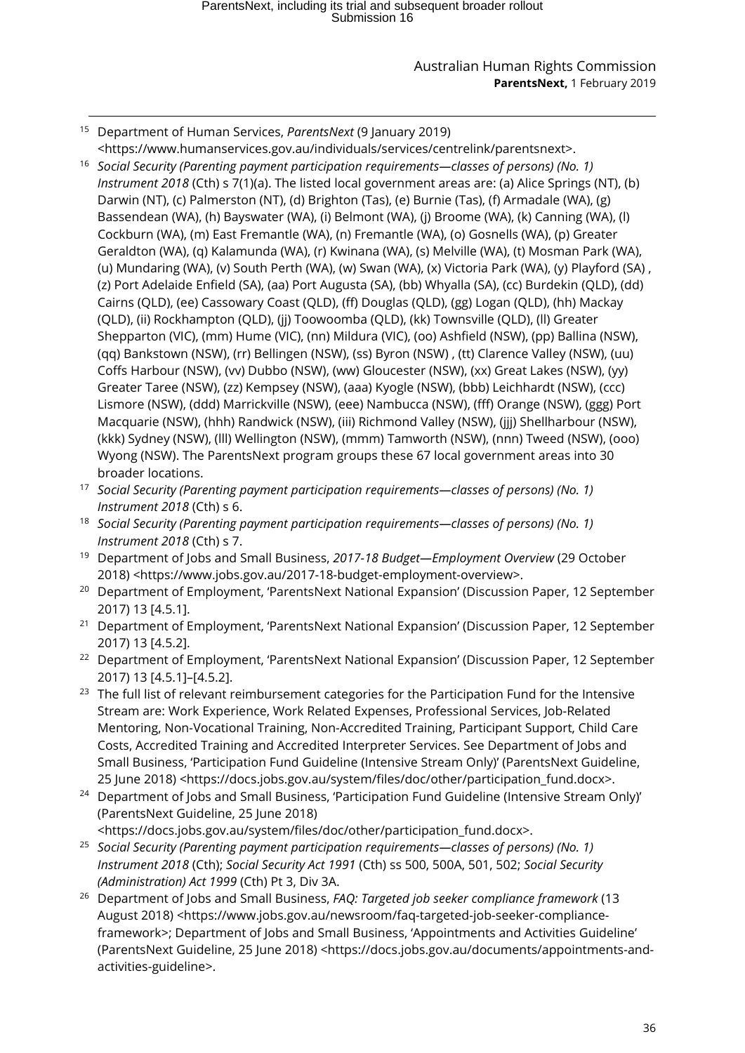[15] Department of Human Services, *ParentsNext* (9 January 2019) <https://www.humanservices.gov.au/individuals/services/centrelink/parentsnext>.

[16] *Social Security (Parenting payment participation requirements—classes of persons) (No. 1) Instrument 2018* (Cth) s 7(1)(a). The listed local government areas are: (a) Alice Springs (NT), (b) Darwin (NT), (c) Palmerston (NT), (d) Brighton (Tas), (e) Burnie (Tas), (f) Armadale (WA), (g) Bassendean (WA), (h) Bayswater (WA), (i) Belmont (WA), (j) Broome (WA), (k) Canning (WA), (l) Cockburn (WA), (m) East Fremantle (WA), (n) Fremantle (WA), (o) Gosnells (WA), (p) Greater Geraldton (WA), (q) Kalamunda (WA), (r) Kwinana (WA), (s) Melville (WA), (t) Mosman Park (WA), (u) Mundaring (WA), (v) South Perth (WA), (w) Swan (WA), (x) Victoria Park (WA), (y) Playford (SA) , (z) Port Adelaide Enfield (SA), (aa) Port Augusta (SA), (bb) Whyalla (SA), (cc) Burdekin (QLD), (dd) Cairns (QLD), (ee) Cassowary Coast (QLD), (ff) Douglas (QLD), (gg) Logan (QLD), (hh) Mackay (QLD), (ii) Rockhampton (QLD), (jj) Toowoomba (QLD), (kk) Townsville (QLD), (ll) Greater Shepparton (VIC), (mm) Hume (VIC), (nn) Mildura (VIC), (oo) Ashfield (NSW), (pp) Ballina (NSW), (qq) Bankstown (NSW), (rr) Bellingen (NSW), (ss) Byron (NSW) , (tt) Clarence Valley (NSW), (uu) Coffs Harbour (NSW), (vv) Dubbo (NSW), (ww) Gloucester (NSW), (xx) Great Lakes (NSW), (yy) Greater Taree (NSW), (zz) Kempsey (NSW), (aaa) Kyogle (NSW), (bbb) Leichhardt (NSW), (ccc) Lismore (NSW), (ddd) Marrickville (NSW), (eee) Nambucca (NSW), (fff) Orange (NSW), (ggg) Port Macquarie (NSW), (hhh) Randwick (NSW), (iii) Richmond Valley (NSW), (jjj) Shellharbour (NSW), (kkk) Sydney (NSW), (lll) Wellington (NSW), (mmm) Tamworth (NSW), (nnn) Tweed (NSW), (ooo) Wyong (NSW). The ParentsNext program groups these 67 local government areas into 30 broader locations.

[17] *Social Security (Parenting payment participation requirements—classes of persons) (No. 1) Instrument 2018* (Cth) s 6.

[18] *Social Security (Parenting payment participation requirements—classes of persons) (No. 1) Instrument 2018* (Cth) s 7.

[19] Department of Jobs and Small Business, *2017-18 Budget—Employment Overview* (29 October 2018) <https://www.jobs.gov.au/2017-18-budget-employment-overview>.

[20] Department of Employment, 'ParentsNext National Expansion' (Discussion Paper, 12 September 2017) 13 [4.5.1].

[21] Department of Employment, 'ParentsNext National Expansion' (Discussion Paper, 12 September 2017) 13 [4.5.2].

[22] Department of Employment, 'ParentsNext National Expansion' (Discussion Paper, 12 September 2017) 13 [4.5.1]–[4.5.2].

[23] The full list of relevant reimbursement categories for the Participation Fund for the Intensive Stream are: Work Experience, Work Related Expenses, Professional Services, Job-Related Mentoring, Non-Vocational Training, Non-Accredited Training, Participant Support, Child Care Costs, Accredited Training and Accredited Interpreter Services. See Department of Jobs and Small Business, 'Participation Fund Guideline (Intensive Stream Only)' (ParentsNext Guideline, 25 June 2018) <https://docs.jobs.gov.au/system/files/doc/other/participation_fund.docx>.

[24] Department of Jobs and Small Business, 'Participation Fund Guideline (Intensive Stream Only)' (ParentsNext Guideline, 25 June 2018) <https://docs.jobs.gov.au/system/files/doc/other/participation_fund.docx>.

[25] *Social Security (Parenting payment participation requirements—classes of persons) (No. 1) Instrument 2018* (Cth); *Social Security Act 1991* (Cth) ss 500, 500A, 501, 502; *Social Security (Administration) Act 1999* (Cth) Pt 3, Div 3A.

[26] Department of Jobs and Small Business, *FAQ: Targeted job seeker compliance framework* (13 August 2018) <https://www.jobs.gov.au/newsroom/faq-targeted-job-seeker-compliance-framework>; Department of Jobs and Small Business, 'Appointments and Activities Guideline' (ParentsNext Guideline, 25 June 2018) <https://docs.jobs.gov.au/documents/appointments-and-activities-guideline>.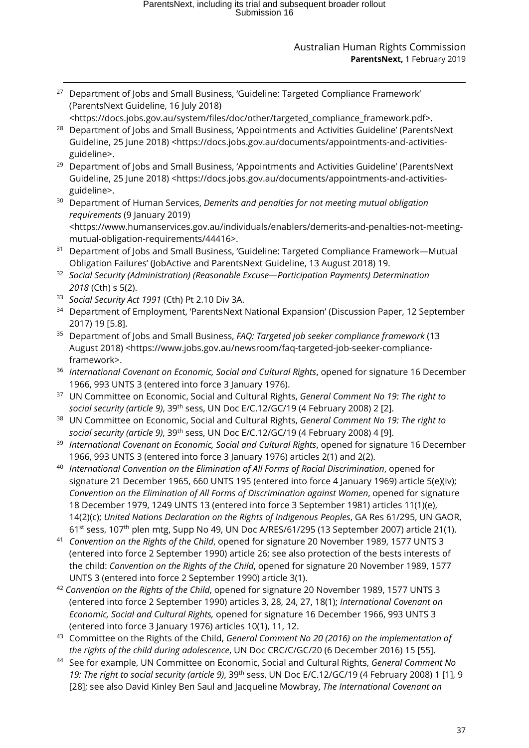[27] Department of Jobs and Small Business, 'Guideline: Targeted Compliance Framework' (ParentsNext Guideline, 16 July 2018) <https://docs.jobs.gov.au/system/files/doc/other/targeted_compliance_framework.pdf>.

[28] Department of Jobs and Small Business, 'Appointments and Activities Guideline' (ParentsNext Guideline, 25 June 2018) <https://docs.jobs.gov.au/documents/appointments-and-activities-guideline>.

[29] Department of Jobs and Small Business, 'Appointments and Activities Guideline' (ParentsNext Guideline, 25 June 2018) <https://docs.jobs.gov.au/documents/appointments-and-activities-guideline>.

[30] Department of Human Services, *Demerits and penalties for not meeting mutual obligation requirements* (9 January 2019) <https://www.humanservices.gov.au/individuals/enablers/demerits-and-penalties-not-meeting-mutual-obligation-requirements/44416>.

[31] Department of Jobs and Small Business, 'Guideline: Targeted Compliance Framework—Mutual Obligation Failures' (JobActive and ParentsNext Guideline, 13 August 2018) 19.

[32] *Social Security (Administration) (Reasonable Excuse—Participation Payments) Determination 2018* (Cth) s 5(2).

[33] *Social Security Act 1991* (Cth) Pt 2.10 Div 3A.

[34] Department of Employment, 'ParentsNext National Expansion' (Discussion Paper, 12 September 2017) 19 [5.8].

[35] Department of Jobs and Small Business, *FAQ: Targeted job seeker compliance framework* (13 August 2018) <https://www.jobs.gov.au/newsroom/faq-targeted-job-seeker-compliance-framework>.

[36] *International Covenant on Economic, Social and Cultural Rights*, opened for signature 16 December 1966, 993 UNTS 3 (entered into force 3 January 1976).

[37] UN Committee on Economic, Social and Cultural Rights, *General Comment No 19: The right to social security (article 9)*, 39th sess, UN Doc E/C.12/GC/19 (4 February 2008) 2 [2].

[38] UN Committee on Economic, Social and Cultural Rights, *General Comment No 19: The right to social security (article 9)*, 39th sess, UN Doc E/C.12/GC/19 (4 February 2008) 4 [9].

[39] *International Covenant on Economic, Social and Cultural Rights*, opened for signature 16 December 1966, 993 UNTS 3 (entered into force 3 January 1976) articles 2(1) and 2(2).

[40] *International Convention on the Elimination of All Forms of Racial Discrimination*, opened for signature 21 December 1965, 660 UNTS 195 (entered into force 4 January 1969) article 5(e)(iv); *Convention on the Elimination of All Forms of Discrimination against Women*, opened for signature 18 December 1979, 1249 UNTS 13 (entered into force 3 September 1981) articles 11(1)(e), 14(2)(c); *United Nations Declaration on the Rights of Indigenous Peoples*, GA Res 61/295, UN GAOR, 61st sess, 107th plen mtg, Supp No 49, UN Doc A/RES/61/295 (13 September 2007) article 21(1).

[41] *Convention on the Rights of the Child*, opened for signature 20 November 1989, 1577 UNTS 3 (entered into force 2 September 1990) article 26; see also protection of the bests interests of the child: *Convention on the Rights of the Child*, opened for signature 20 November 1989, 1577 UNTS 3 (entered into force 2 September 1990) article 3(1).

[42] *Convention on the Rights of the Child*, opened for signature 20 November 1989, 1577 UNTS 3 (entered into force 2 September 1990) articles 3, 28, 24, 27, 18(1); *International Covenant on Economic, Social and Cultural Rights,* opened for signature 16 December 1966, 993 UNTS 3 (entered into force 3 January 1976) articles 10(1), 11, 12.

[43] Committee on the Rights of the Child, *General Comment No 20 (2016) on the implementation of the rights of the child during adolescence*, UN Doc CRC/C/GC/20 (6 December 2016) 15 [55].

[44] See for example, UN Committee on Economic, Social and Cultural Rights, *General Comment No 19: The right to social security (article 9)*, 39th sess, UN Doc E/C.12/GC/19 (4 February 2008) 1 [1], 9 [28]; see also David Kinley Ben Saul and Jacqueline Mowbray, *The International Covenant on*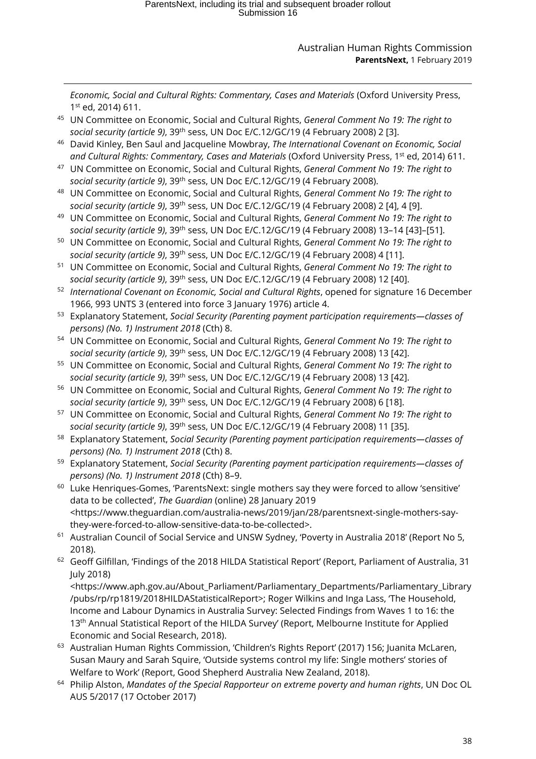*Economic, Social and Cultural Rights: Commentary, Cases and Materials* (Oxford University Press, 1st ed, 2014) 611.

[45] UN Committee on Economic, Social and Cultural Rights, *General Comment No 19: The right to social security (article 9)*, 39th sess, UN Doc E/C.12/GC/19 (4 February 2008) 2 [3].

[46] David Kinley, Ben Saul and Jacqueline Mowbray, *The International Covenant on Economic, Social and Cultural Rights: Commentary, Cases and Materials* (Oxford University Press, 1st ed, 2014) 611.

[47] UN Committee on Economic, Social and Cultural Rights, *General Comment No 19: The right to social security (article 9)*, 39th sess, UN Doc E/C.12/GC/19 (4 February 2008).

[48] UN Committee on Economic, Social and Cultural Rights, *General Comment No 19: The right to social security (article 9)*, 39th sess, UN Doc E/C.12/GC/19 (4 February 2008) 2 [4], 4 [9].

[49] UN Committee on Economic, Social and Cultural Rights, *General Comment No 19: The right to social security (article 9)*, 39th sess, UN Doc E/C.12/GC/19 (4 February 2008) 13–14 [43]–[51].

[50] UN Committee on Economic, Social and Cultural Rights, *General Comment No 19: The right to social security (article 9)*, 39th sess, UN Doc E/C.12/GC/19 (4 February 2008) 4 [11].

[51] UN Committee on Economic, Social and Cultural Rights, *General Comment No 19: The right to social security (article 9)*, 39th sess, UN Doc E/C.12/GC/19 (4 February 2008) 12 [40].

[52] *International Covenant on Economic, Social and Cultural Rights*, opened for signature 16 December 1966, 993 UNTS 3 (entered into force 3 January 1976) article 4.

[53] Explanatory Statement, *Social Security (Parenting payment participation requirements—classes of persons) (No. 1) Instrument 2018* (Cth) 8.

[54] UN Committee on Economic, Social and Cultural Rights, *General Comment No 19: The right to social security (article 9)*, 39th sess, UN Doc E/C.12/GC/19 (4 February 2008) 13 [42].

[55] UN Committee on Economic, Social and Cultural Rights, *General Comment No 19: The right to social security (article 9)*, 39th sess, UN Doc E/C.12/GC/19 (4 February 2008) 13 [42].

[56] UN Committee on Economic, Social and Cultural Rights, *General Comment No 19: The right to social security (article 9)*, 39th sess, UN Doc E/C.12/GC/19 (4 February 2008) 6 [18].

[57] UN Committee on Economic, Social and Cultural Rights, *General Comment No 19: The right to social security (article 9)*, 39th sess, UN Doc E/C.12/GC/19 (4 February 2008) 11 [35].

[58] Explanatory Statement, *Social Security (Parenting payment participation requirements—classes of persons) (No. 1) Instrument 2018* (Cth) 8.

[59] Explanatory Statement, *Social Security (Parenting payment participation requirements—classes of persons) (No. 1) Instrument 2018* (Cth) 8–9.

[60] Luke Henriques-Gomes, 'ParentsNext: single mothers say they were forced to allow 'sensitive' data to be collected', *The Guardian* (online) 28 January 2019 <https://www.theguardian.com/australia-news/2019/jan/28/parentsnext-single-mothers-say-they-were-forced-to-allow-sensitive-data-to-be-collected>.

[61] Australian Council of Social Service and UNSW Sydney, 'Poverty in Australia 2018' (Report No 5, 2018).

[62] Geoff Gilfillan, 'Findings of the 2018 HILDA Statistical Report' (Report, Parliament of Australia, 31 July 2018) <https://www.aph.gov.au/About_Parliament/Parliamentary_Departments/Parliamentary_Library/pubs/rp/rp1819/2018HILDAStatisticalReport>; Roger Wilkins and Inga Lass, 'The Household, Income and Labour Dynamics in Australia Survey: Selected Findings from Waves 1 to 16: the 13th Annual Statistical Report of the HILDA Survey' (Report, Melbourne Institute for Applied Economic and Social Research, 2018).

[63] Australian Human Rights Commission, 'Children's Rights Report' (2017) 156; Juanita McLaren, Susan Maury and Sarah Squire, 'Outside systems control my life: Single mothers' stories of Welfare to Work' (Report, Good Shepherd Australia New Zealand, 2018).

[64] Philip Alston, *Mandates of the Special Rapporteur on extreme poverty and human rights*, UN Doc OL AUS 5/2017 (17 October 2017)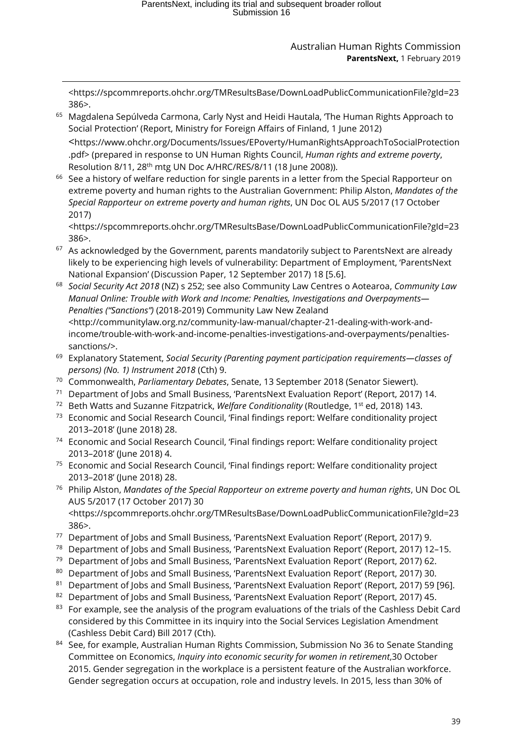<https://spcommreports.ohchr.org/TMResultsBase/DownLoadPublicCommunicationFile?gId=23386>.

[65] Magdalena Sepúlveda Carmona, Carly Nyst and Heidi Hautala, 'The Human Rights Approach to Social Protection' (Report, Ministry for Foreign Affairs of Finland, 1 June 2012) <https://www.ohchr.org/Documents/Issues/EPoverty/HumanRightsApproachToSocialProtection.pdf> (prepared in response to UN Human Rights Council, *Human rights and extreme poverty*, Resolution 8/11, 28th mtg UN Doc A/HRC/RES/8/11 (18 June 2008)).

[66] See a history of welfare reduction for single parents in a letter from the Special Rapporteur on extreme poverty and human rights to the Australian Government: Philip Alston, *Mandates of the Special Rapporteur on extreme poverty and human rights*, UN Doc OL AUS 5/2017 (17 October 2017) <https://spcommreports.ohchr.org/TMResultsBase/DownLoadPublicCommunicationFile?gId=23386>.

[67] As acknowledged by the Government, parents mandatorily subject to ParentsNext are already likely to be experiencing high levels of vulnerability: Department of Employment, 'ParentsNext National Expansion' (Discussion Paper, 12 September 2017) 18 [5.6].

[68] *Social Security Act 2018* (NZ) s 252; see also Community Law Centres o Aotearoa, *Community Law Manual Online: Trouble with Work and Income: Penalties, Investigations and Overpayments—Penalties ("Sanctions")* (2018-2019) Community Law New Zealand <http://communitylaw.org.nz/community-law-manual/chapter-21-dealing-with-work-and-income/trouble-with-work-and-income-penalties-investigations-and-overpayments/penalties-sanctions/>.

[69] Explanatory Statement, *Social Security (Parenting payment participation requirements—classes of persons) (No. 1) Instrument 2018* (Cth) 9.

[70] Commonwealth, *Parliamentary Debates*, Senate, 13 September 2018 (Senator Siewert).

[71] Department of Jobs and Small Business, 'ParentsNext Evaluation Report' (Report, 2017) 14.

[72] Beth Watts and Suzanne Fitzpatrick, *Welfare Conditionality* (Routledge, 1st ed, 2018) 143.

[73] Economic and Social Research Council, 'Final findings report: Welfare conditionality project 2013–2018' (June 2018) 28.

[74] Economic and Social Research Council, 'Final findings report: Welfare conditionality project 2013–2018' (June 2018) 4.

[75] Economic and Social Research Council, 'Final findings report: Welfare conditionality project 2013–2018' (June 2018) 28.

[76] Philip Alston, *Mandates of the Special Rapporteur on extreme poverty and human rights*, UN Doc OL AUS 5/2017 (17 October 2017) 30 <https://spcommreports.ohchr.org/TMResultsBase/DownLoadPublicCommunicationFile?gId=23386>.

[77] Department of Jobs and Small Business, 'ParentsNext Evaluation Report' (Report, 2017) 9.

[78] Department of Jobs and Small Business, 'ParentsNext Evaluation Report' (Report, 2017) 12–15.

[79] Department of Jobs and Small Business, 'ParentsNext Evaluation Report' (Report, 2017) 62.

[80] Department of Jobs and Small Business, 'ParentsNext Evaluation Report' (Report, 2017) 30.

[81] Department of Jobs and Small Business, 'ParentsNext Evaluation Report' (Report, 2017) 59 [96].

[82] Department of Jobs and Small Business, 'ParentsNext Evaluation Report' (Report, 2017) 45.

[83] For example, see the analysis of the program evaluations of the trials of the Cashless Debit Card considered by this Committee in its inquiry into the Social Services Legislation Amendment (Cashless Debit Card) Bill 2017 (Cth).

[84] See, for example, Australian Human Rights Commission, Submission No 36 to Senate Standing Committee on Economics, *Inquiry into economic security for women in retirement*,30 October 2015. Gender segregation in the workplace is a persistent feature of the Australian workforce. Gender segregation occurs at occupation, role and industry levels. In 2015, less than 30% of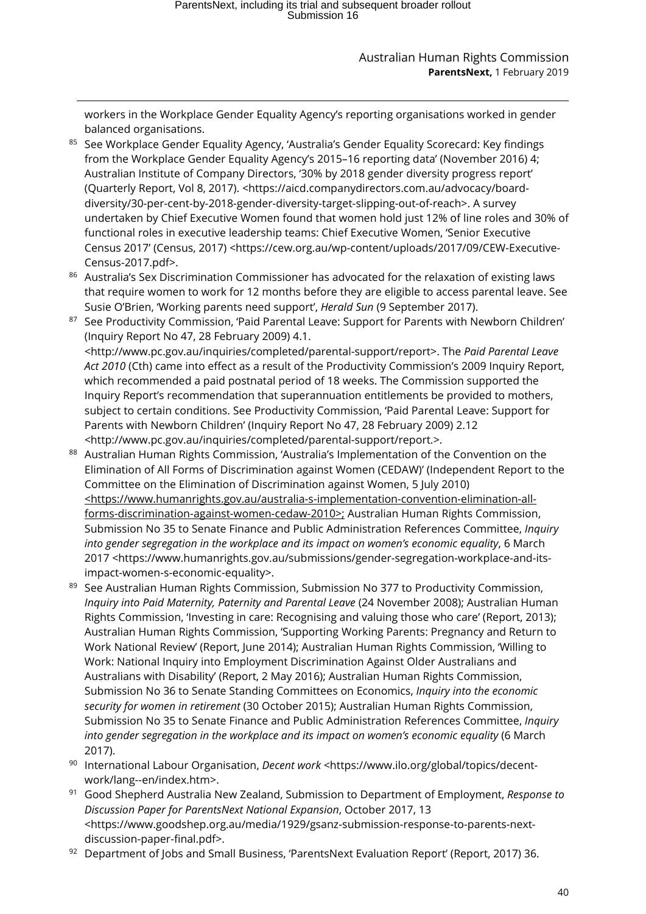workers in the Workplace Gender Equality Agency's reporting organisations worked in gender balanced organisations.

[85] See Workplace Gender Equality Agency, 'Australia's Gender Equality Scorecard: Key findings from the Workplace Gender Equality Agency's 2015–16 reporting data' (November 2016) 4; Australian Institute of Company Directors, '30% by 2018 gender diversity progress report' (Quarterly Report, Vol 8, 2017). <https://aicd.companydirectors.com.au/advocacy/board-diversity/30-per-cent-by-2018-gender-diversity-target-slipping-out-of-reach>. A survey undertaken by Chief Executive Women found that women hold just 12% of line roles and 30% of functional roles in executive leadership teams: Chief Executive Women, 'Senior Executive Census 2017' (Census, 2017) <https://cew.org.au/wp-content/uploads/2017/09/CEW-Executive-Census-2017.pdf>.

[86] Australia's Sex Discrimination Commissioner has advocated for the relaxation of existing laws that require women to work for 12 months before they are eligible to access parental leave. See Susie O'Brien, 'Working parents need support', *Herald Sun* (9 September 2017).

[87] See Productivity Commission, 'Paid Parental Leave: Support for Parents with Newborn Children' (Inquiry Report No 47, 28 February 2009) 4.1. <http://www.pc.gov.au/inquiries/completed/parental-support/report>. The *Paid Parental Leave Act 2010* (Cth) came into effect as a result of the Productivity Commission's 2009 Inquiry Report, which recommended a paid postnatal period of 18 weeks. The Commission supported the Inquiry Report's recommendation that superannuation entitlements be provided to mothers, subject to certain conditions. See Productivity Commission, 'Paid Parental Leave: Support for Parents with Newborn Children' (Inquiry Report No 47, 28 February 2009) 2.12 <http://www.pc.gov.au/inquiries/completed/parental-support/report.>.

[88] Australian Human Rights Commission, 'Australia's Implementation of the Convention on the Elimination of All Forms of Discrimination against Women (CEDAW)' (Independent Report to the Committee on the Elimination of Discrimination against Women, 5 July 2010) <https://www.humanrights.gov.au/australia-s-implementation-convention-elimination-all-forms-discrimination-against-women-cedaw-2010>; Australian Human Rights Commission, Submission No 35 to Senate Finance and Public Administration References Committee, *Inquiry into gender segregation in the workplace and its impact on women's economic equality*, 6 March 2017 <https://www.humanrights.gov.au/submissions/gender-segregation-workplace-and-its-impact-women-s-economic-equality>.

[89] See Australian Human Rights Commission, Submission No 377 to Productivity Commission, *Inquiry into Paid Maternity, Paternity and Parental Leave* (24 November 2008); Australian Human Rights Commission, 'Investing in care: Recognising and valuing those who care' (Report, 2013); Australian Human Rights Commission, 'Supporting Working Parents: Pregnancy and Return to Work National Review' (Report, June 2014); Australian Human Rights Commission, 'Willing to Work: National Inquiry into Employment Discrimination Against Older Australians and Australians with Disability' (Report, 2 May 2016); Australian Human Rights Commission, Submission No 36 to Senate Standing Committees on Economics, *Inquiry into the economic security for women in retirement* (30 October 2015); Australian Human Rights Commission, Submission No 35 to Senate Finance and Public Administration References Committee, *Inquiry into gender segregation in the workplace and its impact on women's economic equality* (6 March 2017).

[90] International Labour Organisation, *Decent work* <https://www.ilo.org/global/topics/decent-work/lang--en/index.htm>.

[91] Good Shepherd Australia New Zealand, Submission to Department of Employment, *Response to Discussion Paper for ParentsNext National Expansion*, October 2017, 13 <https://www.goodshep.org.au/media/1929/gsanz-submission-response-to-parents-next-discussion-paper-final.pdf>.

[92] Department of Jobs and Small Business, 'ParentsNext Evaluation Report' (Report, 2017) 36.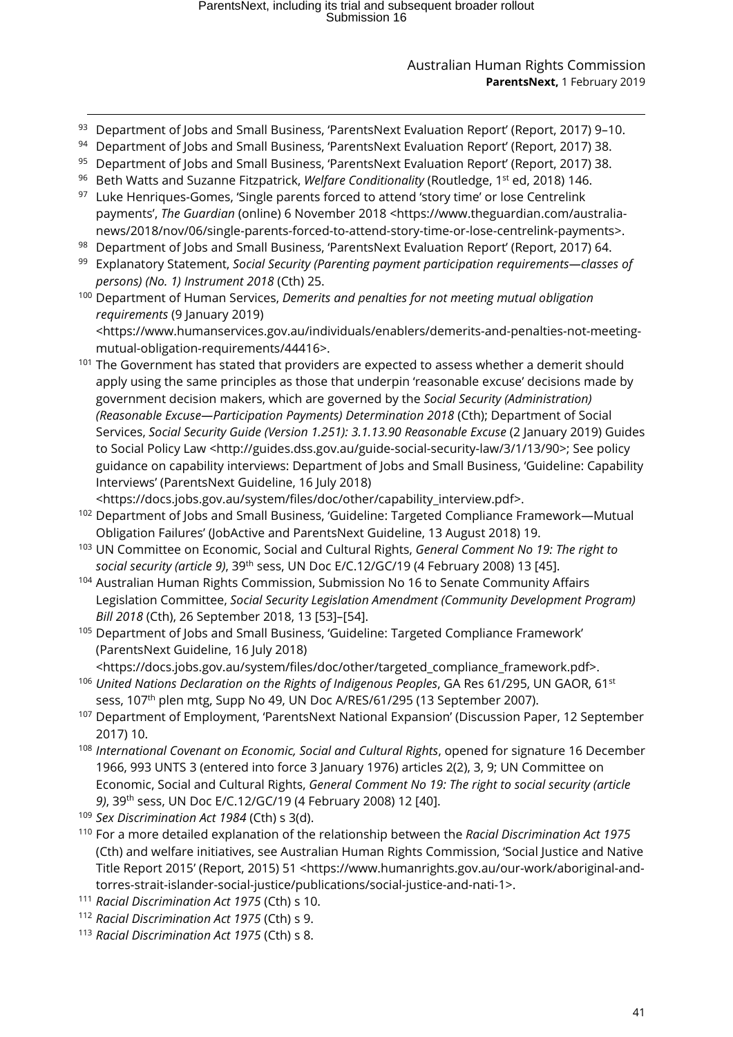[93] Department of Jobs and Small Business, 'ParentsNext Evaluation Report' (Report, 2017) 9–10.

[94] Department of Jobs and Small Business, 'ParentsNext Evaluation Report' (Report, 2017) 38.

[95] Department of Jobs and Small Business, 'ParentsNext Evaluation Report' (Report, 2017) 38.

[96] Beth Watts and Suzanne Fitzpatrick, *Welfare Conditionality* (Routledge, 1st ed, 2018) 146.

[97] Luke Henriques-Gomes, 'Single parents forced to attend 'story time' or lose Centrelink payments', *The Guardian* (online) 6 November 2018 <https://www.theguardian.com/australia-news/2018/nov/06/single-parents-forced-to-attend-story-time-or-lose-centrelink-payments>.

[98] Department of Jobs and Small Business, 'ParentsNext Evaluation Report' (Report, 2017) 64.

[99] Explanatory Statement, *Social Security (Parenting payment participation requirements—classes of persons) (No. 1) Instrument 2018* (Cth) 25.

[100] Department of Human Services, *Demerits and penalties for not meeting mutual obligation requirements* (9 January 2019) <https://www.humanservices.gov.au/individuals/enablers/demerits-and-penalties-not-meeting-mutual-obligation-requirements/44416>.

[101] The Government has stated that providers are expected to assess whether a demerit should apply using the same principles as those that underpin 'reasonable excuse' decisions made by government decision makers, which are governed by the *Social Security (Administration) (Reasonable Excuse—Participation Payments) Determination 2018* (Cth); Department of Social Services, *Social Security Guide (Version 1.251): 3.1.13.90 Reasonable Excuse* (2 January 2019) Guides to Social Policy Law <http://guides.dss.gov.au/guide-social-security-law/3/1/13/90>; See policy guidance on capability interviews: Department of Jobs and Small Business, 'Guideline: Capability Interviews' (ParentsNext Guideline, 16 July 2018) <https://docs.jobs.gov.au/system/files/doc/other/capability_interview.pdf>.

[102] Department of Jobs and Small Business, 'Guideline: Targeted Compliance Framework—Mutual Obligation Failures' (JobActive and ParentsNext Guideline, 13 August 2018) 19.

[103] UN Committee on Economic, Social and Cultural Rights, *General Comment No 19: The right to social security (article 9)*, 39th sess, UN Doc E/C.12/GC/19 (4 February 2008) 13 [45].

[104] Australian Human Rights Commission, Submission No 16 to Senate Community Affairs Legislation Committee, *Social Security Legislation Amendment (Community Development Program) Bill 2018* (Cth), 26 September 2018, 13 [53]–[54].

[105] Department of Jobs and Small Business, 'Guideline: Targeted Compliance Framework' (ParentsNext Guideline, 16 July 2018) <https://docs.jobs.gov.au/system/files/doc/other/targeted_compliance_framework.pdf>.

[106] *United Nations Declaration on the Rights of Indigenous Peoples*, GA Res 61/295, UN GAOR, 61st sess, 107th plen mtg, Supp No 49, UN Doc A/RES/61/295 (13 September 2007).

[107] Department of Employment, 'ParentsNext National Expansion' (Discussion Paper, 12 September 2017) 10.

[108] *International Covenant on Economic, Social and Cultural Rights*, opened for signature 16 December 1966, 993 UNTS 3 (entered into force 3 January 1976) articles 2(2), 3, 9; UN Committee on Economic, Social and Cultural Rights, *General Comment No 19: The right to social security (article 9)*, 39th sess, UN Doc E/C.12/GC/19 (4 February 2008) 12 [40].

[109] *Sex Discrimination Act 1984* (Cth) s 3(d).

[110] For a more detailed explanation of the relationship between the *Racial Discrimination Act 1975* (Cth) and welfare initiatives, see Australian Human Rights Commission, 'Social Justice and Native Title Report 2015' (Report, 2015) 51 <https://www.humanrights.gov.au/our-work/aboriginal-and-torres-strait-islander-social-justice/publications/social-justice-and-nati-1>.

[111] *Racial Discrimination Act 1975* (Cth) s 10.

[112] *Racial Discrimination Act 1975* (Cth) s 9.

[113] *Racial Discrimination Act 1975* (Cth) s 8.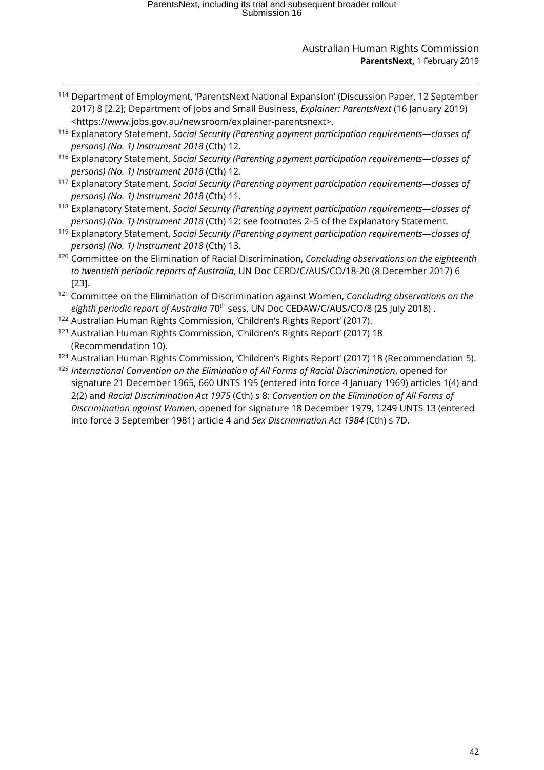[114] Department of Employment, 'ParentsNext National Expansion' (Discussion Paper, 12 September 2017) 8 [2.2]; Department of Jobs and Small Business, *Explainer: ParentsNext* (16 January 2019) <https://www.jobs.gov.au/newsroom/explainer-parentsnext>.

[115] Explanatory Statement, *Social Security (Parenting payment participation requirements—classes of persons) (No. 1) Instrument 2018* (Cth) 12.

[116] Explanatory Statement, *Social Security (Parenting payment participation requirements—classes of persons) (No. 1) Instrument 2018* (Cth) 12.

[117] Explanatory Statement, *Social Security (Parenting payment participation requirements—classes of persons) (No. 1) Instrument 2018* (Cth) 11.

[118] Explanatory Statement, *Social Security (Parenting payment participation requirements—classes of persons) (No. 1) Instrument 2018* (Cth) 12; see footnotes 2–5 of the Explanatory Statement.

[119] Explanatory Statement, *Social Security (Parenting payment participation requirements—classes of persons) (No. 1) Instrument 2018* (Cth) 13.

[120] Committee on the Elimination of Racial Discrimination, *Concluding observations on the eighteenth to twentieth periodic reports of Australia*, UN Doc CERD/C/AUS/CO/18-20 (8 December 2017) 6 [23].

[121] Committee on the Elimination of Discrimination against Women, *Concluding observations on the eighth periodic report of Australia* 70th sess, UN Doc CEDAW/C/AUS/CO/8 (25 July 2018) .

[122] Australian Human Rights Commission, 'Children's Rights Report' (2017).

[123] Australian Human Rights Commission, 'Children's Rights Report' (2017) 18 (Recommendation 10).

[124] Australian Human Rights Commission, 'Children's Rights Report' (2017) 18 (Recommendation 5).

[125] *International Convention on the Elimination of All Forms of Racial Discrimination*, opened for signature 21 December 1965, 660 UNTS 195 (entered into force 4 January 1969) articles 1(4) and 2(2) and *Racial Discrimination Act 1975* (Cth) s 8; *Convention on the Elimination of All Forms of Discrimination against Women*, opened for signature 18 December 1979, 1249 UNTS 13 (entered into force 3 September 1981) article 4 and *Sex Discrimination Act 1984* (Cth) s 7D.